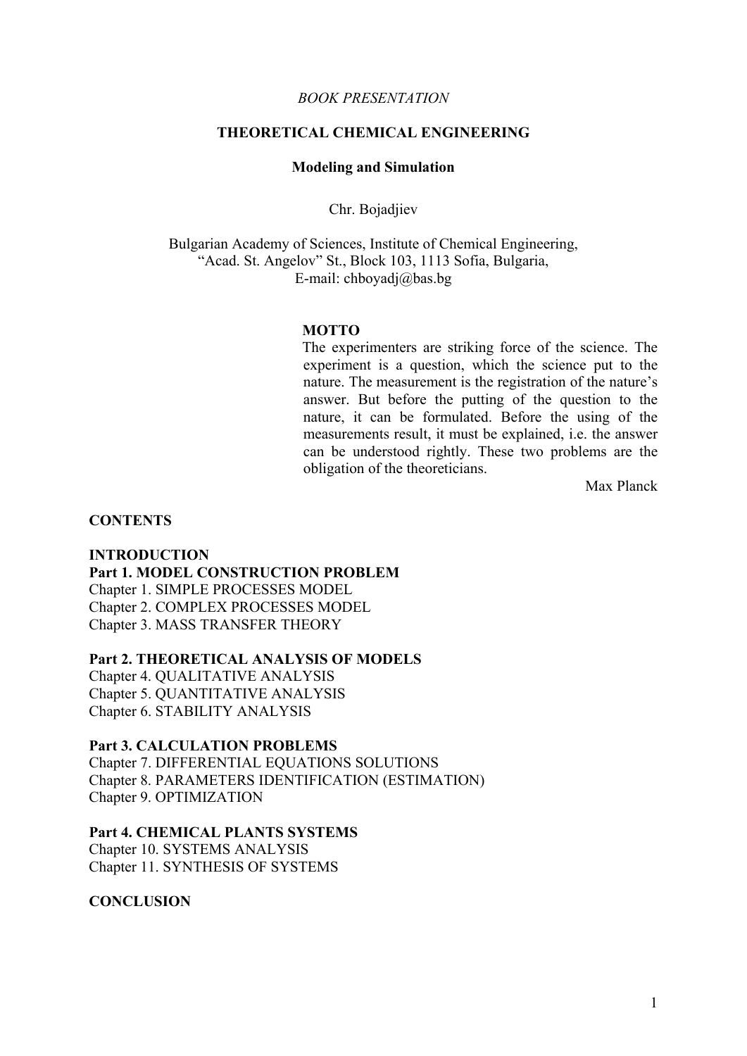*BOOK PRESENTATION*

# THEORETICAL CHEMICAL ENGINEERING

## Modeling and Simulation

Chr. Bojadjiev

Bulgarian Academy of Sciences, Institute of Chemical Engineering,
"Acad. St. Angelov" St., Block 103, 1113 Sofia, Bulgaria,
E-mail: chboyadj@bas.bg

**MOTTO**

The experimenters are striking force of the science. The experiment is a question, which the science put to the nature. The measurement is the registration of the nature's answer. But before the putting of the question to the nature, it can be formulated. Before the using of the measurements result, it must be explained, i.e. the answer can be understood rightly. These two problems are the obligation of the theoreticians.

Max Planck

**CONTENTS**

**INTRODUCTION**

**Part 1. MODEL CONSTRUCTION PROBLEM**

Chapter 1. SIMPLE PROCESSES MODEL
Chapter 2. COMPLEX PROCESSES MODEL
Chapter 3. MASS TRANSFER THEORY

**Part 2. THEORETICAL ANALYSIS OF MODELS**

Chapter 4. QUALITATIVE ANALYSIS
Chapter 5. QUANTITATIVE ANALYSIS
Chapter 6. STABILITY ANALYSIS

**Part 3. CALCULATION PROBLEMS**

Chapter 7. DIFFERENTIAL EQUATIONS SOLUTIONS
Chapter 8. PARAMETERS IDENTIFICATION (ESTIMATION)
Chapter 9. OPTIMIZATION

**Part 4. CHEMICAL PLANTS SYSTEMS**

Chapter 10. SYSTEMS ANALYSIS
Chapter 11. SYNTHESIS OF SYSTEMS

**CONCLUSION**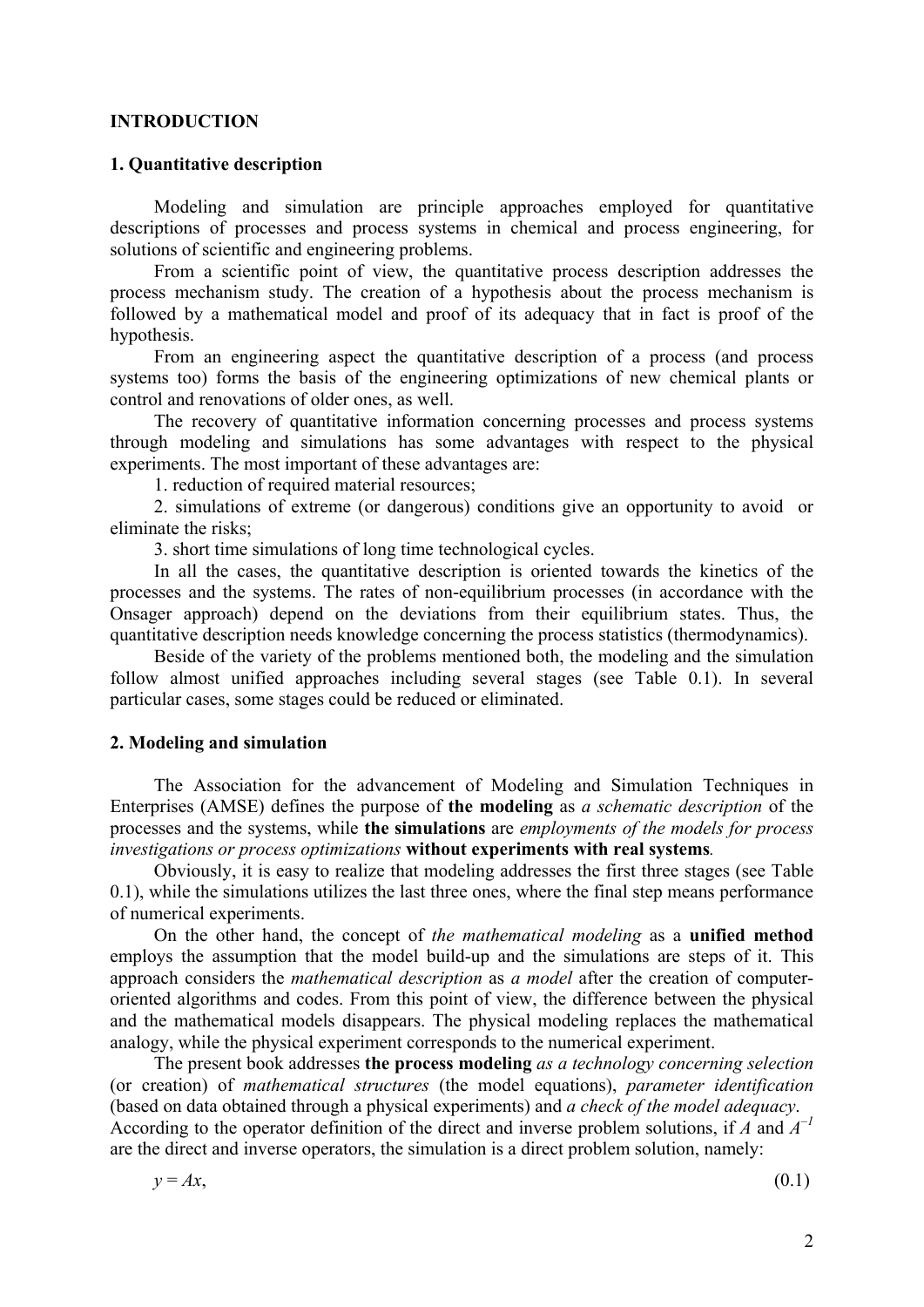# INTRODUCTION

## 1. Quantitative description

Modeling and simulation are principle approaches employed for quantitative descriptions of processes and process systems in chemical and process engineering, for solutions of scientific and engineering problems.

From a scientific point of view, the quantitative process description addresses the process mechanism study. The creation of a hypothesis about the process mechanism is followed by a mathematical model and proof of its adequacy that in fact is proof of the hypothesis.

From an engineering aspect the quantitative description of a process (and process systems too) forms the basis of the engineering optimizations of new chemical plants or control and renovations of older ones, as well.

The recovery of quantitative information concerning processes and process systems through modeling and simulations has some advantages with respect to the physical experiments. The most important of these advantages are:

1. reduction of required material resources;
2. simulations of extreme (or dangerous) conditions give an opportunity to avoid or eliminate the risks;
3. short time simulations of long time technological cycles.

In all the cases, the quantitative description is oriented towards the kinetics of the processes and the systems. The rates of non-equilibrium processes (in accordance with the Onsager approach) depend on the deviations from their equilibrium states. Thus, the quantitative description needs knowledge concerning the process statistics (thermodynamics).

Beside of the variety of the problems mentioned both, the modeling and the simulation follow almost unified approaches including several stages (see Table 0.1). In several particular cases, some stages could be reduced or eliminated.

## 2. Modeling and simulation

The Association for the advancement of Modeling and Simulation Techniques in Enterprises (AMSE) defines the purpose of **the modeling** as *a schematic description* of the processes and the systems, while **the simulations** are *employments of the models for process investigations or process optimizations* **without experiments with real systems**.

Obviously, it is easy to realize that modeling addresses the first three stages (see Table 0.1), while the simulations utilizes the last three ones, where the final step means performance of numerical experiments.

On the other hand, the concept of *the mathematical modeling* as a **unified method** employs the assumption that the model build-up and the simulations are steps of it. This approach considers the *mathematical description* as *a model* after the creation of computer-oriented algorithms and codes. From this point of view, the difference between the physical and the mathematical models disappears. The physical modeling replaces the mathematical analogy, while the physical experiment corresponds to the numerical experiment.

The present book addresses **the process modeling** *as a technology concerning selection* (or creation) of *mathematical structures* (the model equations), *parameter identification* (based on data obtained through a physical experiments) and *a check of the model adequacy*. According to the operator definition of the direct and inverse problem solutions, if $A$ and $A^{-1}$ are the direct and inverse operators, the simulation is a direct problem solution, namely:

$$y = Ax, \tag{0.1}$$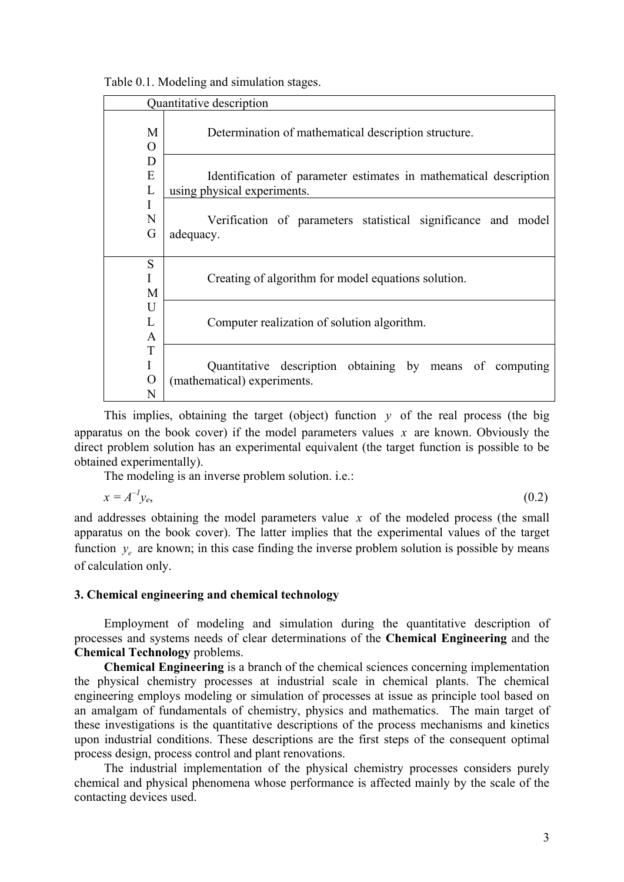Table 0.1. Modeling and simulation stages.

| Quantitative description | |
|---|---|
| MODELING | Determination of mathematical description structure. |
| | Identification of parameter estimates in mathematical description using physical experiments. |
| | Verification of parameters statistical significance and model adequacy. |
| SIMULATION | Creating of algorithm for model equations solution. |
| | Computer realization of solution algorithm. |
| | Quantitative description obtaining by means of computing (mathematical) experiments. |

This implies, obtaining the target (object) function $y$ of the real process (the big apparatus on the book cover) if the model parameters values $x$ are known. Obviously the direct problem solution has an experimental equivalent (the target function is possible to be obtained experimentally).

The modeling is an inverse problem solution. i.e.:

$$x = A^{-1}y_e, \tag{0.2}$$

and addresses obtaining the model parameters value $x$ of the modeled process (the small apparatus on the book cover). The latter implies that the experimental values of the target function $y_e$ are known; in this case finding the inverse problem solution is possible by means of calculation only.

### 3. Chemical engineering and chemical technology

Employment of modeling and simulation during the quantitative description of processes and systems needs of clear determinations of the **Chemical Engineering** and the **Chemical Technology** problems.

**Chemical Engineering** is a branch of the chemical sciences concerning implementation the physical chemistry processes at industrial scale in chemical plants. The chemical engineering employs modeling or simulation of processes at issue as principle tool based on an amalgam of fundamentals of chemistry, physics and mathematics. The main target of these investigations is the quantitative descriptions of the process mechanisms and kinetics upon industrial conditions. These descriptions are the first steps of the consequent optimal process design, process control and plant renovations.

The industrial implementation of the physical chemistry processes considers purely chemical and physical phenomena whose performance is affected mainly by the scale of the contacting devices used.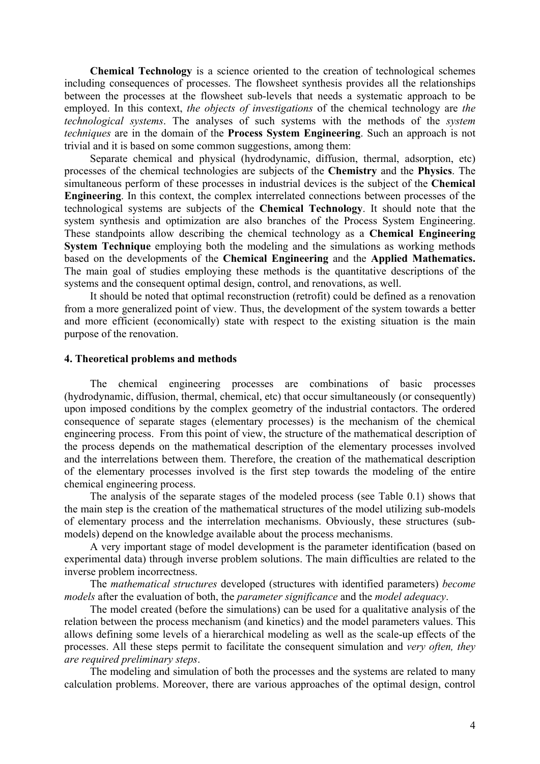**Chemical Technology** is a science oriented to the creation of technological schemes including consequences of processes. The flowsheet synthesis provides all the relationships between the processes at the flowsheet sub-levels that needs a systematic approach to be employed. In this context, *the objects of investigations* of the chemical technology are *the technological systems*. The analyses of such systems with the methods of the *system techniques* are in the domain of the **Process System Engineering**. Such an approach is not trivial and it is based on some common suggestions, among them:

Separate chemical and physical (hydrodynamic, diffusion, thermal, adsorption, etc) processes of the chemical technologies are subjects of the **Chemistry** and the **Physics**. The simultaneous perform of these processes in industrial devices is the subject of the **Chemical Engineering**. In this context, the complex interrelated connections between processes of the technological systems are subjects of the **Chemical Technology**. It should note that the system synthesis and optimization are also branches of the Process System Engineering. These standpoints allow describing the chemical technology as a **Chemical Engineering System Technique** employing both the modeling and the simulations as working methods based on the developments of the **Chemical Engineering** and the **Applied Mathematics.** The main goal of studies employing these methods is the quantitative descriptions of the systems and the consequent optimal design, control, and renovations, as well.

It should be noted that optimal reconstruction (retrofit) could be defined as a renovation from a more generalized point of view. Thus, the development of the system towards a better and more efficient (economically) state with respect to the existing situation is the main purpose of the renovation.

#### 4. Theoretical problems and methods

The chemical engineering processes are combinations of basic processes (hydrodynamic, diffusion, thermal, chemical, etc) that occur simultaneously (or consequently) upon imposed conditions by the complex geometry of the industrial contactors. The ordered consequence of separate stages (elementary processes) is the mechanism of the chemical engineering process. From this point of view, the structure of the mathematical description of the process depends on the mathematical description of the elementary processes involved and the interrelations between them. Therefore, the creation of the mathematical description of the elementary processes involved is the first step towards the modeling of the entire chemical engineering process.

The analysis of the separate stages of the modeled process (see Table 0.1) shows that the main step is the creation of the mathematical structures of the model utilizing sub-models of elementary process and the interrelation mechanisms. Obviously, these structures (sub-models) depend on the knowledge available about the process mechanisms.

A very important stage of model development is the parameter identification (based on experimental data) through inverse problem solutions. The main difficulties are related to the inverse problem incorrectness.

The *mathematical structures* developed (structures with identified parameters) *become models* after the evaluation of both, the *parameter significance* and the *model adequacy*.

The model created (before the simulations) can be used for a qualitative analysis of the relation between the process mechanism (and kinetics) and the model parameters values. This allows defining some levels of a hierarchical modeling as well as the scale-up effects of the processes. All these steps permit to facilitate the consequent simulation and *very often, they are required preliminary steps*.

The modeling and simulation of both the processes and the systems are related to many calculation problems. Moreover, there are various approaches of the optimal design, control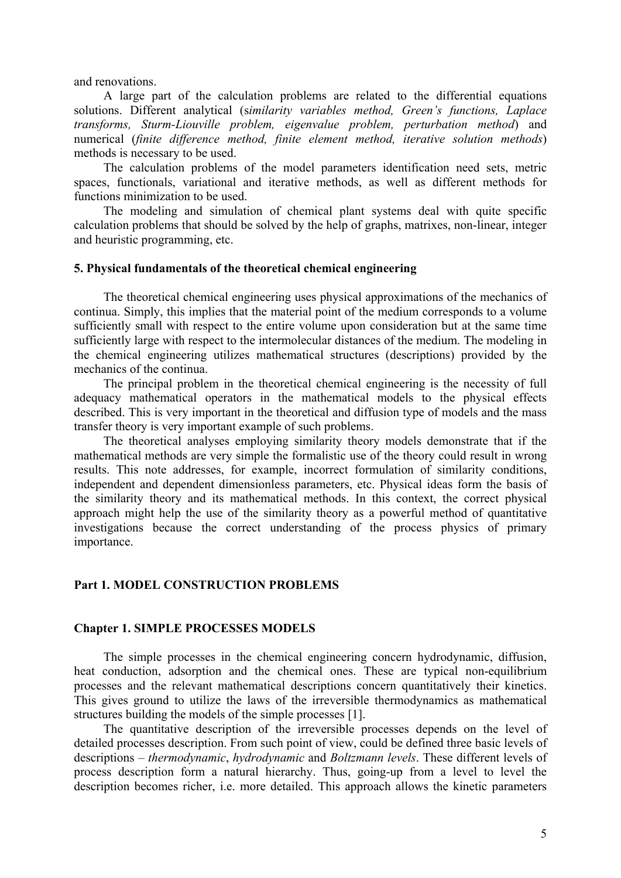and renovations.

A large part of the calculation problems are related to the differential equations solutions. Different analytical (*similarity variables method, Green's functions, Laplace transforms, Sturm-Liouville problem, eigenvalue problem, perturbation method*) and numerical (*finite difference method, finite element method, iterative solution methods*) methods is necessary to be used.

The calculation problems of the model parameters identification need sets, metric spaces, functionals, variational and iterative methods, as well as different methods for functions minimization to be used.

The modeling and simulation of chemical plant systems deal with quite specific calculation problems that should be solved by the help of graphs, matrixes, non-linear, integer and heuristic programming, etc.

### 5. Physical fundamentals of the theoretical chemical engineering

The theoretical chemical engineering uses physical approximations of the mechanics of continua. Simply, this implies that the material point of the medium corresponds to a volume sufficiently small with respect to the entire volume upon consideration but at the same time sufficiently large with respect to the intermolecular distances of the medium. The modeling in the chemical engineering utilizes mathematical structures (descriptions) provided by the mechanics of the continua.

The principal problem in the theoretical chemical engineering is the necessity of full adequacy mathematical operators in the mathematical models to the physical effects described. This is very important in the theoretical and diffusion type of models and the mass transfer theory is very important example of such problems.

The theoretical analyses employing similarity theory models demonstrate that if the mathematical methods are very simple the formalistic use of the theory could result in wrong results. This note addresses, for example, incorrect formulation of similarity conditions, independent and dependent dimensionless parameters, etc. Physical ideas form the basis of the similarity theory and its mathematical methods. In this context, the correct physical approach might help the use of the similarity theory as a powerful method of quantitative investigations because the correct understanding of the process physics of primary importance.

## Part 1. MODEL CONSTRUCTION PROBLEMS

## Chapter 1. SIMPLE PROCESSES MODELS

The simple processes in the chemical engineering concern hydrodynamic, diffusion, heat conduction, adsorption and the chemical ones. These are typical non-equilibrium processes and the relevant mathematical descriptions concern quantitatively their kinetics. This gives ground to utilize the laws of the irreversible thermodynamics as mathematical structures building the models of the simple processes [1].

The quantitative description of the irreversible processes depends on the level of detailed processes description. From such point of view, could be defined three basic levels of descriptions – *thermodynamic*, *hydrodynamic* and *Boltzmann levels*. These different levels of process description form a natural hierarchy. Thus, going-up from a level to level the description becomes richer, i.e. more detailed. This approach allows the kinetic parameters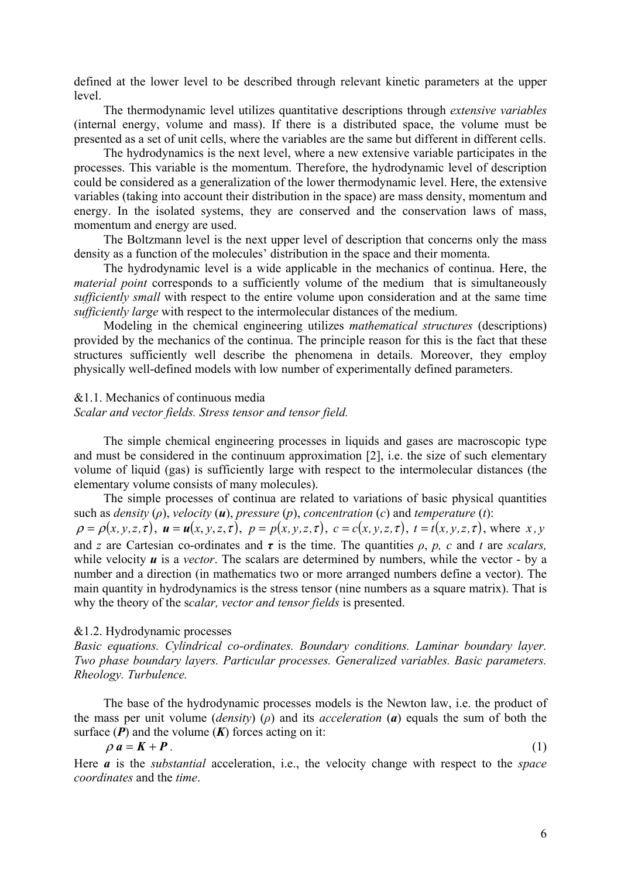defined at the lower level to be described through relevant kinetic parameters at the upper level.

The thermodynamic level utilizes quantitative descriptions through *extensive variables* (internal energy, volume and mass). If there is a distributed space, the volume must be presented as a set of unit cells, where the variables are the same but different in different cells.

The hydrodynamics is the next level, where a new extensive variable participates in the processes. This variable is the momentum. Therefore, the hydrodynamic level of description could be considered as a generalization of the lower thermodynamic level. Here, the extensive variables (taking into account their distribution in the space) are mass density, momentum and energy. In the isolated systems, they are conserved and the conservation laws of mass, momentum and energy are used.

The Boltzmann level is the next upper level of description that concerns only the mass density as a function of the molecules' distribution in the space and their momenta.

The hydrodynamic level is a wide applicable in the mechanics of continua. Here, the *material point* corresponds to a sufficiently volume of the medium that is simultaneously *sufficiently small* with respect to the entire volume upon consideration and at the same time *sufficiently large* with respect to the intermolecular distances of the medium.

Modeling in the chemical engineering utilizes *mathematical structures* (descriptions) provided by the mechanics of the continua. The principle reason for this is the fact that these structures sufficiently well describe the phenomena in details. Moreover, they employ physically well-defined models with low number of experimentally defined parameters.

## &1.1. Mechanics of continuous media

*Scalar and vector fields. Stress tensor and tensor field.*

The simple chemical engineering processes in liquids and gases are macroscopic type and must be considered in the continuum approximation [2], i.e. the size of such elementary volume of liquid (gas) is sufficiently large with respect to the intermolecular distances (the elementary volume consists of many molecules).

The simple processes of continua are related to variations of basic physical quantities such as *density* ($\rho$), *velocity* ($\boldsymbol{u}$), *pressure* ($p$), *concentration* ($c$) and *temperature* ($t$): $\rho = \rho(x,y,z,\tau)$, $\boldsymbol{u} = \boldsymbol{u}(x,y,z,\tau)$, $p = p(x,y,z,\tau)$, $c = c(x,y,z,\tau)$, $t = t(x,y,z,\tau)$, where $x$, $y$ and $z$ are Cartesian co-ordinates and $\boldsymbol{\tau}$ is the time. The quantities $\rho$, $p$, $c$ and $t$ are *scalars,* while velocity $\boldsymbol{u}$ is a *vector*. The scalars are determined by numbers, while the vector - by a number and a direction (in mathematics two or more arranged numbers define a vector). The main quantity in hydrodynamics is the stress tensor (nine numbers as a square matrix). That is why the theory of the s*calar, vector and tensor fields* is presented.

## &1.2. Hydrodynamic processes

*Basic equations. Cylindrical co-ordinates. Boundary conditions. Laminar boundary layer. Two phase boundary layers. Particular processes. Generalized variables. Basic parameters. Rheology. Turbulence.*

The base of the hydrodynamic processes models is the Newton law, i.e. the product of the mass per unit volume (*density*) ($\rho$) and its *acceleration* ($\boldsymbol{a}$) equals the sum of both the surface ($\boldsymbol{P}$) and the volume ($\boldsymbol{K}$) forces acting on it:

$$\rho\,\boldsymbol{a} = \boldsymbol{K} + \boldsymbol{P}. \qquad (1)$$

Here $\boldsymbol{a}$ is the *substantial* acceleration, i.e., the velocity change with respect to the *space coordinates* and the *time*.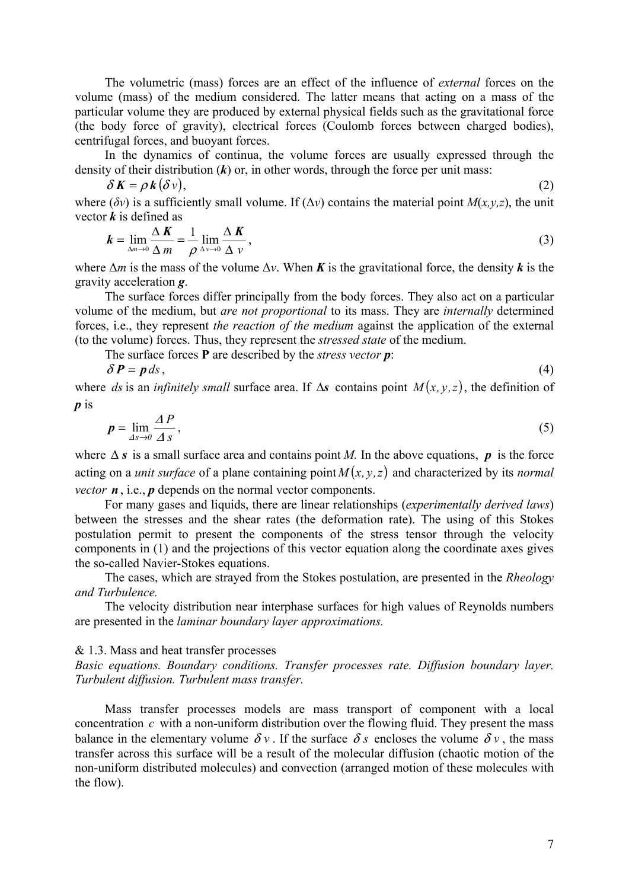The volumetric (mass) forces are an effect of the influence of *external* forces on the volume (mass) of the medium considered. The latter means that acting on a mass of the particular volume they are produced by external physical fields such as the gravitational force (the body force of gravity), electrical forces (Coulomb forces between charged bodies), centrifugal forces, and buoyant forces.

In the dynamics of continua, the volume forces are usually expressed through the density of their distribution (***k***) or, in other words, through the force per unit mass:

$$\delta \boldsymbol{K} = \rho \boldsymbol{k}(\delta v), \tag{2}$$

where ($\delta v$) is a sufficiently small volume. If ($\Delta v$) contains the material point $M(x,y,z)$, the unit vector ***k*** is defined as

$$\boldsymbol{k} = \lim_{\Delta m \to 0} \frac{\Delta \boldsymbol{K}}{\Delta m} = \frac{1}{\rho} \lim_{\Delta v \to 0} \frac{\Delta \boldsymbol{K}}{\Delta v}, \tag{3}$$

where $\Delta m$ is the mass of the volume $\Delta v$. When ***K*** is the gravitational force, the density ***k*** is the gravity acceleration ***g***.

The surface forces differ principally from the body forces. They also act on a particular volume of the medium, but *are not proportional* to its mass. They are *internally* determined forces, i.e., they represent *the reaction of the medium* against the application of the external (to the volume) forces. Thus, they represent the *stressed state* of the medium.

The surface forces **P** are described by the *stress vector* ***p***:

$$\delta \boldsymbol{P} = \boldsymbol{p}\, ds, \tag{4}$$

where $ds$ is an *infinitely small* surface area. If $\Delta \boldsymbol{s}$ contains point $M(x,y,z)$, the definition of ***p*** is

$$\boldsymbol{p} = \lim_{\Delta s \to 0} \frac{\Delta P}{\Delta s}, \tag{5}$$

where $\Delta \boldsymbol{s}$ is a small surface area and contains point $M.$ In the above equations, $\boldsymbol{p}$ is the force acting on a *unit surface* of a plane containing point $M(x,y,z)$ and characterized by its *normal vector* $\boldsymbol{n}$, i.e., ***p*** depends on the normal vector components.

For many gases and liquids, there are linear relationships (*experimentally derived laws*) between the stresses and the shear rates (the deformation rate). The using of this Stokes postulation permit to present the components of the stress tensor through the velocity components in (1) and the projections of this vector equation along the coordinate axes gives the so-called Navier-Stokes equations.

The cases, which are strayed from the Stokes postulation, are presented in the *Rheology and Turbulence.*

The velocity distribution near interphase surfaces for high values of Reynolds numbers are presented in the *laminar boundary layer approximations.*

## & 1.3. Mass and heat transfer processes

*Basic equations. Boundary conditions. Transfer processes rate. Diffusion boundary layer. Turbulent diffusion. Turbulent mass transfer.*

Mass transfer processes models are mass transport of component with a local concentration $c$ with a non-uniform distribution over the flowing fluid. They present the mass balance in the elementary volume $\delta v$. If the surface $\delta s$ encloses the volume $\delta v$, the mass transfer across this surface will be a result of the molecular diffusion (chaotic motion of the non-uniform distributed molecules) and convection (arranged motion of these molecules with the flow).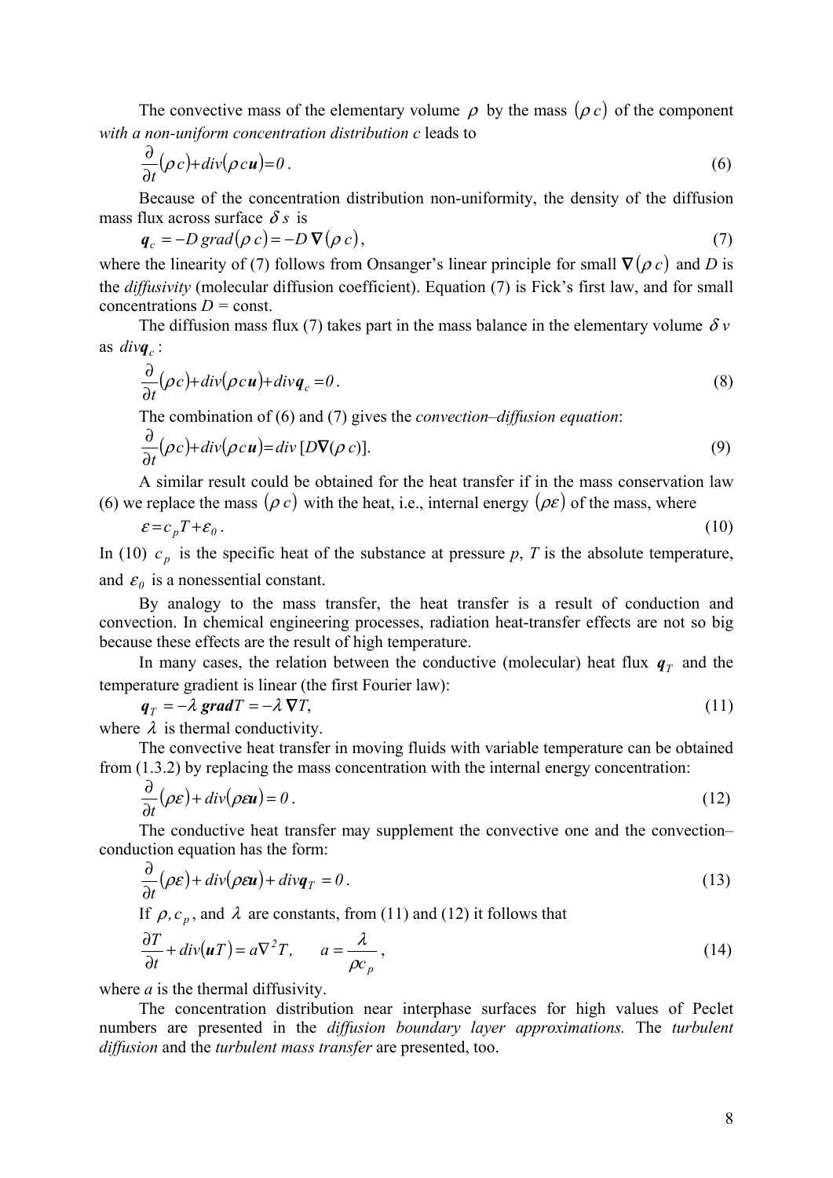The convective mass of the elementary volume $\rho$ by the mass $(\rho\, c)$ of the component *with a non-uniform concentration distribution c* leads to

$$\frac{\partial}{\partial t}(\rho c) + div(\rho c \boldsymbol{u}) = 0. \tag{6}$$

Because of the concentration distribution non-uniformity, the density of the diffusion mass flux across surface $\delta s$ is

$$\boldsymbol{q}_c = -D\, grad(\rho\, c) = -D\, \nabla(\rho\, c), \tag{7}$$

where the linearity of (7) follows from Onsanger's linear principle for small $\nabla(\rho\, c)$ and *D* is the *diffusivity* (molecular diffusion coefficient). Equation (7) is Fick's first law, and for small concentrations *D* = const.

The diffusion mass flux (7) takes part in the mass balance in the elementary volume $\delta v$ as $div\boldsymbol{q}_c$:

$$\frac{\partial}{\partial t}(\rho c) + div(\rho c \boldsymbol{u}) + div\boldsymbol{q}_c = 0. \tag{8}$$

The combination of (6) and (7) gives the *convection–diffusion equation*:

$$\frac{\partial}{\partial t}(\rho c) + div(\rho c \boldsymbol{u}) = div\,[D\nabla(\rho\, c)]. \tag{9}$$

A similar result could be obtained for the heat transfer if in the mass conservation law (6) we replace the mass $(\rho\, c)$ with the heat, i.e., internal energy $(\rho\varepsilon)$ of the mass, where

$$\varepsilon = c_p T + \varepsilon_0. \tag{10}$$

In (10) $c_p$ is the specific heat of the substance at pressure *p*, *T* is the absolute temperature, and $\varepsilon_0$ is a nonessential constant.

By analogy to the mass transfer, the heat transfer is a result of conduction and convection. In chemical engineering processes, radiation heat-transfer effects are not so big because these effects are the result of high temperature.

In many cases, the relation between the conductive (molecular) heat flux $\boldsymbol{q}_T$ and the temperature gradient is linear (the first Fourier law):

$$\boldsymbol{q}_T = -\lambda\, \boldsymbol{grad}T = -\lambda\, \nabla T, \tag{11}$$

where $\lambda$ is thermal conductivity.

The convective heat transfer in moving fluids with variable temperature can be obtained from (1.3.2) by replacing the mass concentration with the internal energy concentration:

$$\frac{\partial}{\partial t}(\rho\varepsilon) + div(\rho\varepsilon \boldsymbol{u}) = 0. \tag{12}$$

The conductive heat transfer may supplement the convective one and the convection–conduction equation has the form:

$$\frac{\partial}{\partial t}(\rho\varepsilon) + div(\rho\varepsilon \boldsymbol{u}) + div\boldsymbol{q}_T = 0. \tag{13}$$

If $\rho, c_p$, and $\lambda$ are constants, from (11) and (12) it follows that

$$\frac{\partial T}{\partial t} + div(\boldsymbol{u}T) = a\nabla^2 T, \qquad a = \frac{\lambda}{\rho c_p}, \tag{14}$$

where *a* is the thermal diffusivity.

The concentration distribution near interphase surfaces for high values of Peclet numbers are presented in the *diffusion boundary layer approximations.* The *turbulent diffusion* and the *turbulent mass transfer* are presented, too.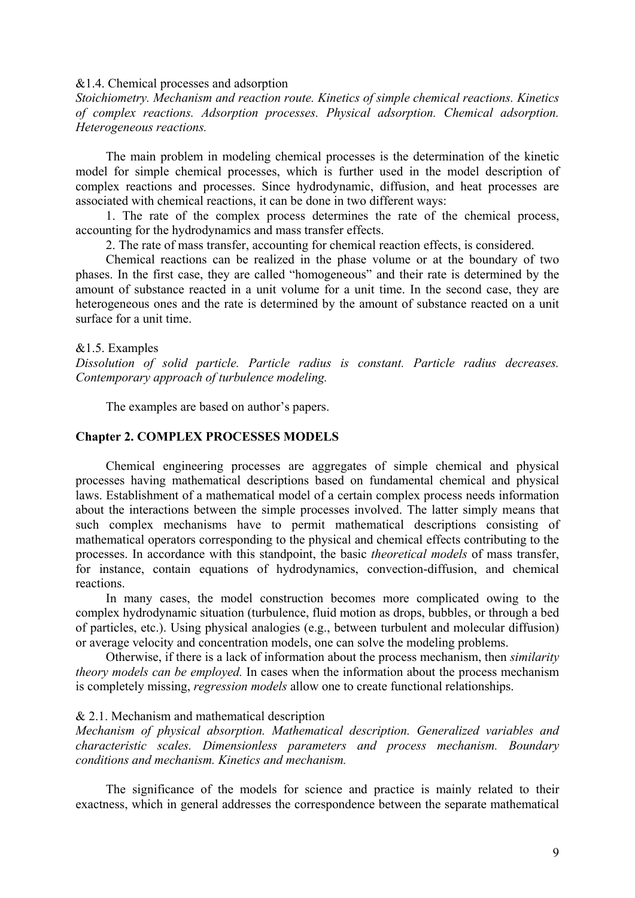&1.4. Chemical processes and adsorption

*Stoichiometry. Mechanism and reaction route. Kinetics of simple chemical reactions. Kinetics of complex reactions. Adsorption processes. Physical adsorption. Chemical adsorption. Heterogeneous reactions.*

The main problem in modeling chemical processes is the determination of the kinetic model for simple chemical processes, which is further used in the model description of complex reactions and processes. Since hydrodynamic, diffusion, and heat processes are associated with chemical reactions, it can be done in two different ways:

1. The rate of the complex process determines the rate of the chemical process, accounting for the hydrodynamics and mass transfer effects.

2. The rate of mass transfer, accounting for chemical reaction effects, is considered.

Chemical reactions can be realized in the phase volume or at the boundary of two phases. In the first case, they are called "homogeneous" and their rate is determined by the amount of substance reacted in a unit volume for a unit time. In the second case, they are heterogeneous ones and the rate is determined by the amount of substance reacted on a unit surface for a unit time.

&1.5. Examples

*Dissolution of solid particle. Particle radius is constant. Particle radius decreases. Contemporary approach of turbulence modeling.*

The examples are based on author's papers.

## Chapter 2. COMPLEX PROCESSES MODELS

Chemical engineering processes are aggregates of simple chemical and physical processes having mathematical descriptions based on fundamental chemical and physical laws. Establishment of a mathematical model of a certain complex process needs information about the interactions between the simple processes involved. The latter simply means that such complex mechanisms have to permit mathematical descriptions consisting of mathematical operators corresponding to the physical and chemical effects contributing to the processes. In accordance with this standpoint, the basic *theoretical models* of mass transfer, for instance, contain equations of hydrodynamics, convection-diffusion, and chemical reactions.

In many cases, the model construction becomes more complicated owing to the complex hydrodynamic situation (turbulence, fluid motion as drops, bubbles, or through a bed of particles, etc.). Using physical analogies (e.g., between turbulent and molecular diffusion) or average velocity and concentration models, one can solve the modeling problems.

Otherwise, if there is a lack of information about the process mechanism, then *similarity theory models can be employed.* In cases when the information about the process mechanism is completely missing, *regression models* allow one to create functional relationships.

& 2.1. Mechanism and mathematical description

*Mechanism of physical absorption. Mathematical description. Generalized variables and characteristic scales. Dimensionless parameters and process mechanism. Boundary conditions and mechanism. Kinetics and mechanism.*

The significance of the models for science and practice is mainly related to their exactness, which in general addresses the correspondence between the separate mathematical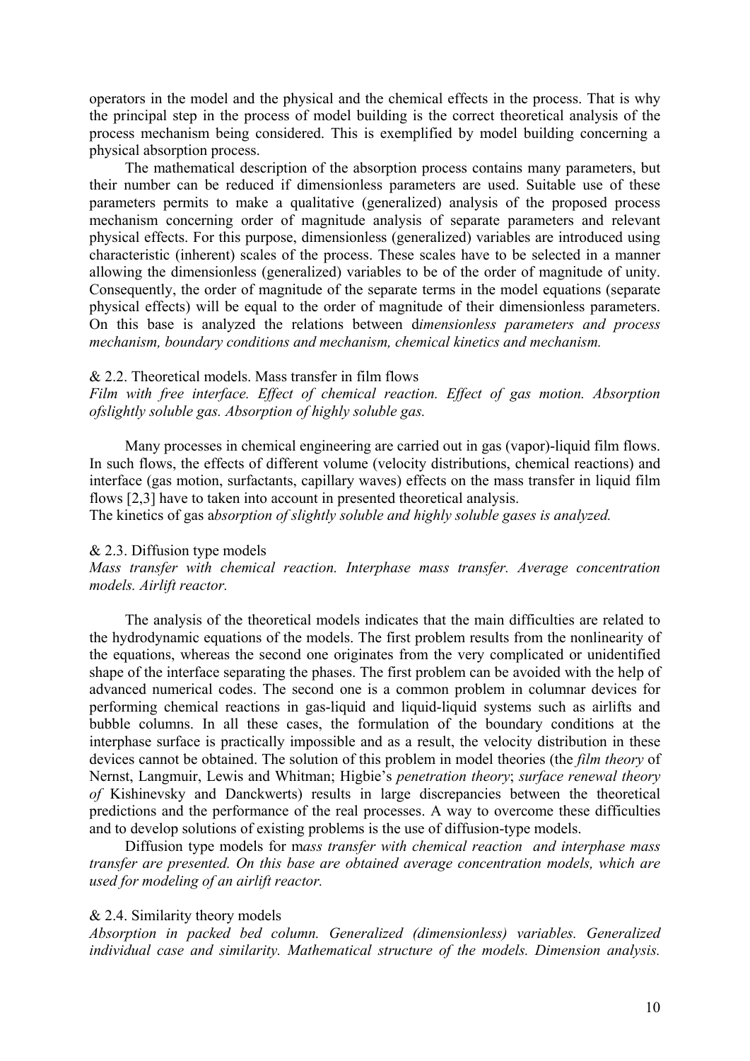operators in the model and the physical and the chemical effects in the process. That is why the principal step in the process of model building is the correct theoretical analysis of the process mechanism being considered. This is exemplified by model building concerning a physical absorption process.

The mathematical description of the absorption process contains many parameters, but their number can be reduced if dimensionless parameters are used. Suitable use of these parameters permits to make a qualitative (generalized) analysis of the proposed process mechanism concerning order of magnitude analysis of separate parameters and relevant physical effects. For this purpose, dimensionless (generalized) variables are introduced using characteristic (inherent) scales of the process. These scales have to be selected in a manner allowing the dimensionless (generalized) variables to be of the order of magnitude of unity. Consequently, the order of magnitude of the separate terms in the model equations (separate physical effects) will be equal to the order of magnitude of their dimensionless parameters. On this base is analyzed the relations between d*imensionless parameters and process mechanism, boundary conditions and mechanism, chemical kinetics and mechanism.*

& 2.2. Theoretical models. Mass transfer in film flows

*Film with free interface. Effect of chemical reaction. Effect of gas motion. Absorption ofslightly soluble gas. Absorption of highly soluble gas.*

Many processes in chemical engineering are carried out in gas (vapor)-liquid film flows. In such flows, the effects of different volume (velocity distributions, chemical reactions) and interface (gas motion, surfactants, capillary waves) effects on the mass transfer in liquid film flows [2,3] have to taken into account in presented theoretical analysis.

The kinetics of gas a*bsorption of slightly soluble and highly soluble gases is analyzed.*

& 2.3. Diffusion type models

*Mass transfer with chemical reaction. Interphase mass transfer. Average concentration models. Airlift reactor.*

The analysis of the theoretical models indicates that the main difficulties are related to the hydrodynamic equations of the models. The first problem results from the nonlinearity of the equations, whereas the second one originates from the very complicated or unidentified shape of the interface separating the phases. The first problem can be avoided with the help of advanced numerical codes. The second one is a common problem in columnar devices for performing chemical reactions in gas-liquid and liquid-liquid systems such as airlifts and bubble columns. In all these cases, the formulation of the boundary conditions at the interphase surface is practically impossible and as a result, the velocity distribution in these devices cannot be obtained. The solution of this problem in model theories (the *film theory* of Nernst, Langmuir, Lewis and Whitman; Higbie's *penetration theory*; *surface renewal theory of* Kishinevsky and Danckwerts) results in large discrepancies between the theoretical predictions and the performance of the real processes. A way to overcome these difficulties and to develop solutions of existing problems is the use of diffusion-type models.

Diffusion type models for m*ass transfer with chemical reaction and interphase mass transfer are presented. On this base are obtained average concentration models, which are used for modeling of an airlift reactor.*

& 2.4. Similarity theory models

*Absorption in packed bed column. Generalized (dimensionless) variables. Generalized individual case and similarity. Mathematical structure of the models. Dimension analysis.*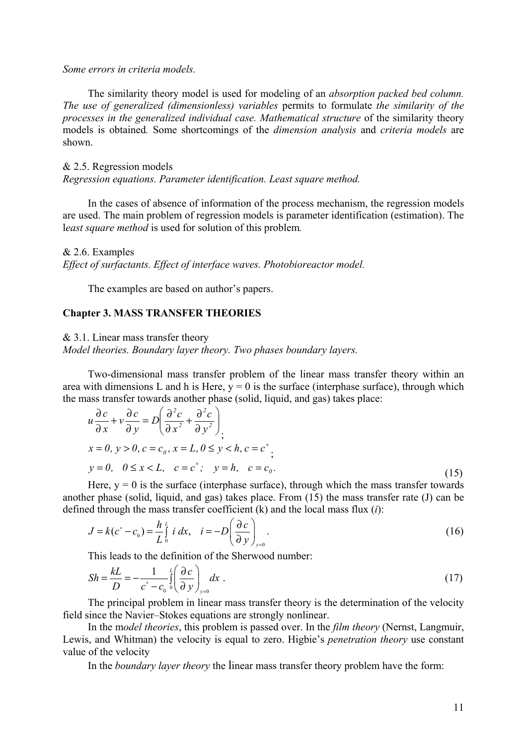*Some errors in criteria models.*

The similarity theory model is used for modeling of an *absorption packed bed column. The use of generalized (dimensionless) variables* permits to formulate *the similarity of the processes in the generalized individual case. Mathematical structure* of the similarity theory models is obtained. Some shortcomings of the *dimension analysis* and *criteria models* are shown.

& 2.5. Regression models
*Regression equations. Parameter identification. Least square method.*

In the cases of absence of information of the process mechanism, the regression models are used. The main problem of regression models is parameter identification (estimation). The l*east square method* is used for solution of this problem.

& 2.6. Examples
*Effect of surfactants. Effect of interface waves. Photobioreactor model.*

The examples are based on author's papers.

## Chapter 3. MASS TRANSFER THEORIES

& 3.1. Linear mass transfer theory
*Model theories. Boundary layer theory. Two phases boundary layers.*

Two-dimensional mass transfer problem of the linear mass transfer theory within an area with dimensions L and h is Here, y = 0 is the surface (interphase surface), through which the mass transfer towards another phase (solid, liquid, and gas) takes place:

$$u\frac{\partial c}{\partial x} + v\frac{\partial c}{\partial y} = D\left(\frac{\partial^2 c}{\partial x^2} + \frac{\partial^2 c}{\partial y^2}\right);$$

$$x = 0,\ y > 0,\ c = c_0,\ x = L,\ 0 \le y < h,\ c = c^*;$$

$$y = 0, \quad 0 \le x < L, \quad c = c^*; \quad y = h, \quad c = c_0. \tag{15}$$

Here, y = 0 is the surface (interphase surface), through which the mass transfer towards another phase (solid, liquid, and gas) takes place. From (15) the mass transfer rate (J) can be defined through the mass transfer coefficient (k) and the local mass flux (*i*):

$$J = k(c^* - c_0) = \frac{h}{L}\int_0^L i\, dx, \quad i = -D\left(\frac{\partial c}{\partial y}\right)_{y=0}. \tag{16}$$

This leads to the definition of the Sherwood number:

$$Sh = \frac{kL}{D} = -\frac{1}{c^* - c_0}\int_0^L \left(\frac{\partial c}{\partial y}\right)_{y=0} dx\ . \tag{17}$$

The principal problem in linear mass transfer theory is the determination of the velocity field since the Navier–Stokes equations are strongly nonlinear.

In the m*odel theories*, this problem is passed over. In the *film theory* (Nernst, Langmuir, Lewis, and Whitman) the velocity is equal to zero. Higbie's *penetration theory* use constant value of the velocity

In the *boundary layer theory* the linear mass transfer theory problem have the form: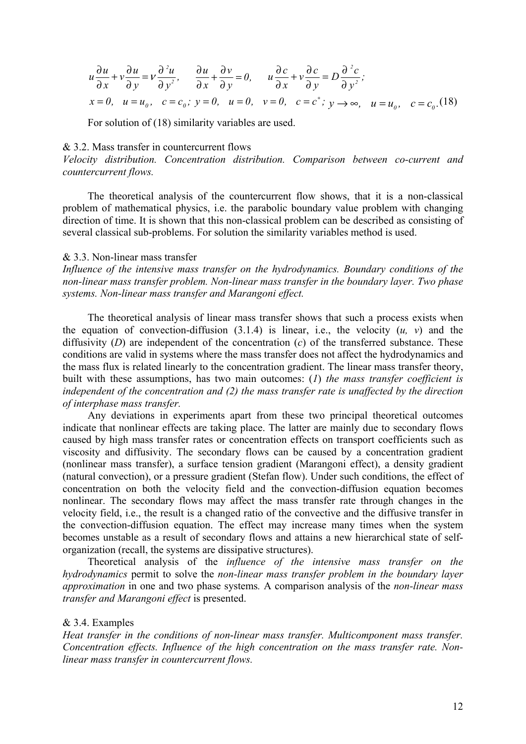$$u\frac{\partial u}{\partial x}+v\frac{\partial u}{\partial y}=\nu\frac{\partial^2 u}{\partial y^2},\qquad \frac{\partial u}{\partial x}+\frac{\partial v}{\partial y}=0,\qquad u\frac{\partial c}{\partial x}+v\frac{\partial c}{\partial y}=D\frac{\partial^2 c}{\partial y^2};$$

$$x=0,\quad u=u_0,\quad c=c_0;\; y=0,\quad u=0,\quad v=0,\quad c=c^*;\; y\to\infty,\quad u=u_0,\quad c=c_0. \tag{18}$$

For solution of (18) similarity variables are used.

& 3.2. Mass transfer in countercurrent flows

*Velocity distribution. Concentration distribution. Comparison between co-current and countercurrent flows.*

The theoretical analysis of the countercurrent flow shows, that it is a non-classical problem of mathematical physics, i.e. the parabolic boundary value problem with changing direction of time. It is shown that this non-classical problem can be described as consisting of several classical sub-problems. For solution the similarity variables method is used.

& 3.3. Non-linear mass transfer

*Influence of the intensive mass transfer on the hydrodynamics. Boundary conditions of the non-linear mass transfer problem. Non-linear mass transfer in the boundary layer. Two phase systems. Non-linear mass transfer and Marangoni effect.*

The theoretical analysis of linear mass transfer shows that such a process exists when the equation of convection-diffusion (3.1.4) is linear, i.e., the velocity ($u$, $v$) and the diffusivity ($D$) are independent of the concentration ($c$) of the transferred substance. These conditions are valid in systems where the mass transfer does not affect the hydrodynamics and the mass flux is related linearly to the concentration gradient. The linear mass transfer theory, built with these assumptions, has two main outcomes: (*1*) *the mass transfer coefficient is independent of the concentration and (2) the mass transfer rate is unaffected by the direction of interphase mass transfer.*

Any deviations in experiments apart from these two principal theoretical outcomes indicate that nonlinear effects are taking place. The latter are mainly due to secondary flows caused by high mass transfer rates or concentration effects on transport coefficients such as viscosity and diffusivity. The secondary flows can be caused by a concentration gradient (nonlinear mass transfer), a surface tension gradient (Marangoni effect), a density gradient (natural convection), or a pressure gradient (Stefan flow). Under such conditions, the effect of concentration on both the velocity field and the convection-diffusion equation becomes nonlinear. The secondary flows may affect the mass transfer rate through changes in the velocity field, i.e., the result is a changed ratio of the convective and the diffusive transfer in the convection-diffusion equation. The effect may increase many times when the system becomes unstable as a result of secondary flows and attains a new hierarchical state of self-organization (recall, the systems are dissipative structures).

Theoretical analysis of the *influence of the intensive mass transfer on the hydrodynamics* permit to solve the *non-linear mass transfer problem in the boundary layer approximation* in one and two phase systems. A comparison analysis of the *non-linear mass transfer and Marangoni effect* is presented.

& 3.4. Examples

*Heat transfer in the conditions of non-linear mass transfer. Multicomponent mass transfer. Concentration effects. Influence of the high concentration on the mass transfer rate. Non-linear mass transfer in countercurrent flows.*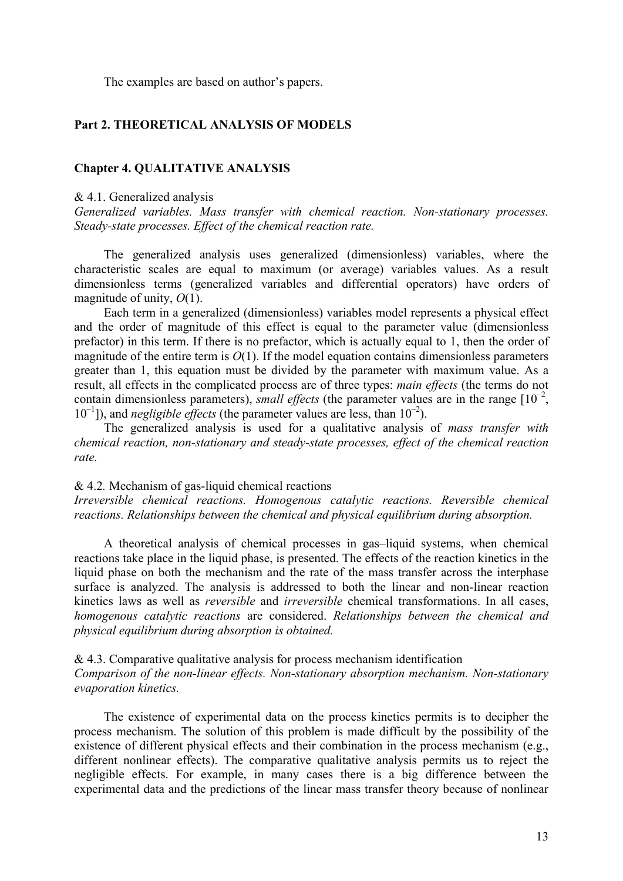The examples are based on author's papers.

## Part 2. THEORETICAL ANALYSIS OF MODELS

### Chapter 4. QUALITATIVE ANALYSIS

& 4.1. Generalized analysis

*Generalized variables. Mass transfer with chemical reaction. Non-stationary processes. Steady-state processes. Effect of the chemical reaction rate.*

The generalized analysis uses generalized (dimensionless) variables, where the characteristic scales are equal to maximum (or average) variables values. As a result dimensionless terms (generalized variables and differential operators) have orders of magnitude of unity, $O(1)$.

Each term in a generalized (dimensionless) variables model represents a physical effect and the order of magnitude of this effect is equal to the parameter value (dimensionless prefactor) in this term. If there is no prefactor, which is actually equal to 1, then the order of magnitude of the entire term is $O(1)$. If the model equation contains dimensionless parameters greater than 1, this equation must be divided by the parameter with maximum value. As a result, all effects in the complicated process are of three types: *main effects* (the terms do not contain dimensionless parameters), *small effects* (the parameter values are in the range $[10^{-2}, 10^{-1}]$), and *negligible effects* (the parameter values are less, than $10^{-2}$).

The generalized analysis is used for a qualitative analysis of *mass transfer with chemical reaction, non-stationary and steady-state processes, effect of the chemical reaction rate.*

& 4.2. Mechanism of gas-liquid chemical reactions

*Irreversible chemical reactions. Homogenous catalytic reactions. Reversible chemical reactions. Relationships between the chemical and physical equilibrium during absorption.*

A theoretical analysis of chemical processes in gas–liquid systems, when chemical reactions take place in the liquid phase, is presented. The effects of the reaction kinetics in the liquid phase on both the mechanism and the rate of the mass transfer across the interphase surface is analyzed. The analysis is addressed to both the linear and non-linear reaction kinetics laws as well as *reversible* and *irreversible* chemical transformations. In all cases, *homogenous catalytic reactions* are considered. *Relationships between the chemical and physical equilibrium during absorption is obtained.*

& 4.3. Comparative qualitative analysis for process mechanism identification

*Comparison of the non-linear effects. Non-stationary absorption mechanism. Non-stationary evaporation kinetics.*

The existence of experimental data on the process kinetics permits is to decipher the process mechanism. The solution of this problem is made difficult by the possibility of the existence of different physical effects and their combination in the process mechanism (e.g., different nonlinear effects). The comparative qualitative analysis permits us to reject the negligible effects. For example, in many cases there is a big difference between the experimental data and the predictions of the linear mass transfer theory because of nonlinear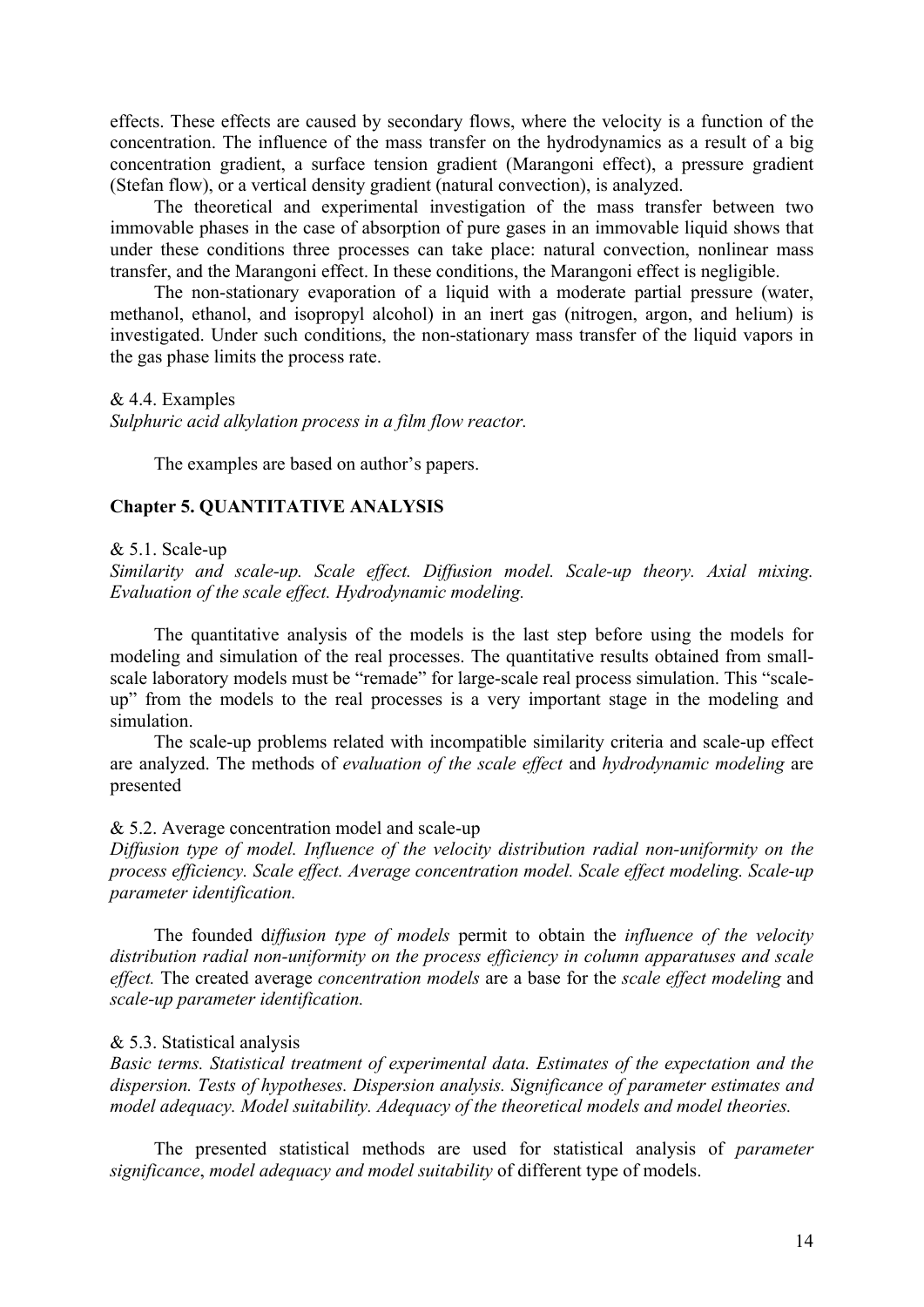effects. These effects are caused by secondary flows, where the velocity is a function of the concentration. The influence of the mass transfer on the hydrodynamics as a result of a big concentration gradient, a surface tension gradient (Marangoni effect), a pressure gradient (Stefan flow), or a vertical density gradient (natural convection), is analyzed.

The theoretical and experimental investigation of the mass transfer between two immovable phases in the case of absorption of pure gases in an immovable liquid shows that under these conditions three processes can take place: natural convection, nonlinear mass transfer, and the Marangoni effect. In these conditions, the Marangoni effect is negligible.

The non-stationary evaporation of a liquid with a moderate partial pressure (water, methanol, ethanol, and isopropyl alcohol) in an inert gas (nitrogen, argon, and helium) is investigated. Under such conditions, the non-stationary mass transfer of the liquid vapors in the gas phase limits the process rate.

& 4.4. Examples

*Sulphuric acid alkylation process in a film flow reactor.*

The examples are based on author's papers.

## Chapter 5. QUANTITATIVE ANALYSIS

& 5.1. Scale-up

*Similarity and scale-up. Scale effect. Diffusion model. Scale-up theory. Axial mixing. Evaluation of the scale effect. Hydrodynamic modeling.*

The quantitative analysis of the models is the last step before using the models for modeling and simulation of the real processes. The quantitative results obtained from small-scale laboratory models must be "remade" for large-scale real process simulation. This "scale-up" from the models to the real processes is a very important stage in the modeling and simulation.

The scale-up problems related with incompatible similarity criteria and scale-up effect are analyzed. The methods of *evaluation of the scale effect* and *hydrodynamic modeling* are presented

& 5.2. Average concentration model and scale-up

*Diffusion type of model. Influence of the velocity distribution radial non-uniformity on the process efficiency. Scale effect. Average concentration model. Scale effect modeling. Scale-up parameter identification.*

The founded d*iffusion type of models* permit to obtain the *influence of the velocity distribution radial non-uniformity on the process efficiency in column apparatuses and scale effect.* The created average *concentration models* are a base for the *scale effect modeling* and *scale-up parameter identification.*

& 5.3. Statistical analysis

*Basic terms. Statistical treatment of experimental data. Estimates of the expectation and the dispersion. Tests of hypotheses. Dispersion analysis. Significance of parameter estimates and model adequacy. Model suitability. Adequacy of the theoretical models and model theories.*

The presented statistical methods are used for statistical analysis of *parameter significance*, *model adequacy and model suitability* of different type of models.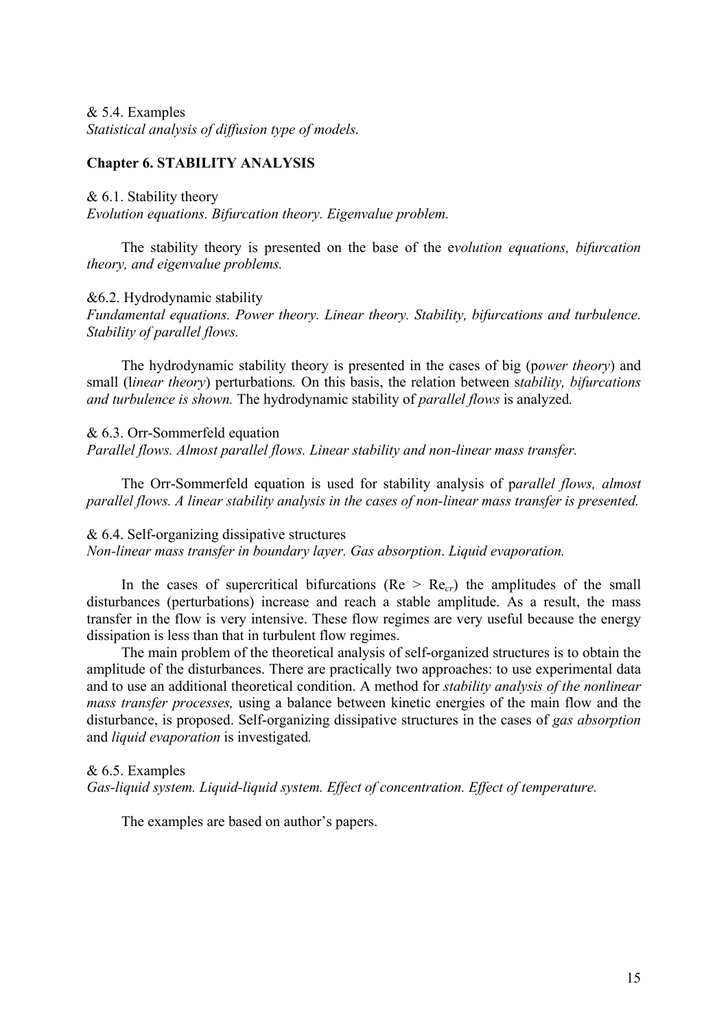& 5.4. Examples

*Statistical analysis of diffusion type of models.*

## Chapter 6. STABILITY ANALYSIS

& 6.1. Stability theory

*Evolution equations. Bifurcation theory. Eigenvalue problem.*

The stability theory is presented on the base of the e*volution equations, bifurcation theory, and eigenvalue problems.*

&6.2. Hydrodynamic stability

*Fundamental equations. Power theory. Linear theory. Stability, bifurcations and turbulence. Stability of parallel flows.*

The hydrodynamic stability theory is presented in the cases of big (p*ower theory*) and small (l*inear theory*) perturbations*.* On this basis, the relation between s*tability, bifurcations and turbulence is shown.* The hydrodynamic stability of *parallel flows* is analyzed*.*

& 6.3. Orr-Sommerfeld equation

*Parallel flows. Almost parallel flows. Linear stability and non-linear mass transfer.*

The Orr-Sommerfeld equation is used for stability analysis of p*arallel flows, almost parallel flows. A linear stability analysis in the cases of non-linear mass transfer is presented.*

& 6.4. Self-organizing dissipative structures

*Non-linear mass transfer in boundary layer. Gas absorption. Liquid evaporation.*

In the cases of supercritical bifurcations ($Re > Re_{cr}$) the amplitudes of the small disturbances (perturbations) increase and reach a stable amplitude. As a result, the mass transfer in the flow is very intensive. These flow regimes are very useful because the energy dissipation is less than that in turbulent flow regimes.

The main problem of the theoretical analysis of self-organized structures is to obtain the amplitude of the disturbances. There are practically two approaches: to use experimental data and to use an additional theoretical condition. A method for *stability analysis of the nonlinear mass transfer processes,* using a balance between kinetic energies of the main flow and the disturbance, is proposed. Self-organizing dissipative structures in the cases of *gas absorption* and *liquid evaporation* is investigated*.*

& 6.5. Examples

*Gas-liquid system. Liquid-liquid system. Effect of concentration. Effect of temperature.*

The examples are based on author's papers.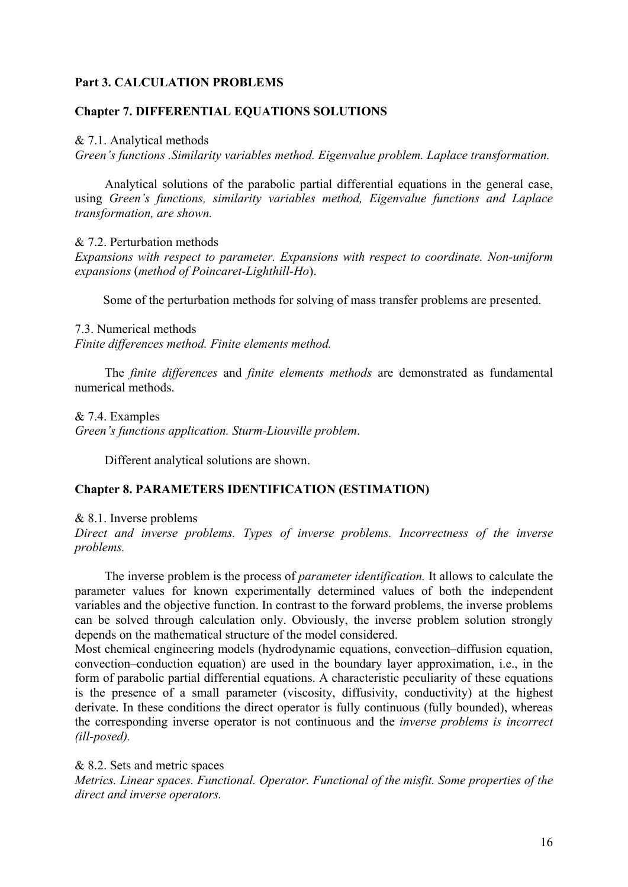## Part 3. CALCULATION PROBLEMS

### Chapter 7. DIFFERENTIAL EQUATIONS SOLUTIONS

& 7.1. Analytical methods

*Green's functions .Similarity variables method. Eigenvalue problem. Laplace transformation.*

Analytical solutions of the parabolic partial differential equations in the general case, using *Green's functions, similarity variables method, Eigenvalue functions and Laplace transformation, are shown.*

& 7.2. Perturbation methods

*Expansions with respect to parameter. Expansions with respect to coordinate. Non-uniform expansions* (*method of Poincaret-Lighthill-Ho*).

Some of the perturbation methods for solving of mass transfer problems are presented.

7.3. Numerical methods

*Finite differences method. Finite elements method.*

The *finite differences* and *finite elements methods* are demonstrated as fundamental numerical methods.

& 7.4. Examples

*Green's functions application. Sturm-Liouville problem*.

Different analytical solutions are shown.

### Chapter 8. PARAMETERS IDENTIFICATION (ESTIMATION)

& 8.1. Inverse problems

*Direct and inverse problems. Types of inverse problems. Incorrectness of the inverse problems.*

The inverse problem is the process of *parameter identification.* It allows to calculate the parameter values for known experimentally determined values of both the independent variables and the objective function. In contrast to the forward problems, the inverse problems can be solved through calculation only. Obviously, the inverse problem solution strongly depends on the mathematical structure of the model considered.
Most chemical engineering models (hydrodynamic equations, convection–diffusion equation, convection–conduction equation) are used in the boundary layer approximation, i.e., in the form of parabolic partial differential equations. A characteristic peculiarity of these equations is the presence of a small parameter (viscosity, diffusivity, conductivity) at the highest derivate. In these conditions the direct operator is fully continuous (fully bounded), whereas the corresponding inverse operator is not continuous and the *inverse problems is incorrect (ill-posed).*

& 8.2. Sets and metric spaces

*Metrics. Linear spaces. Functional. Operator. Functional of the misfit. Some properties of the direct and inverse operators.*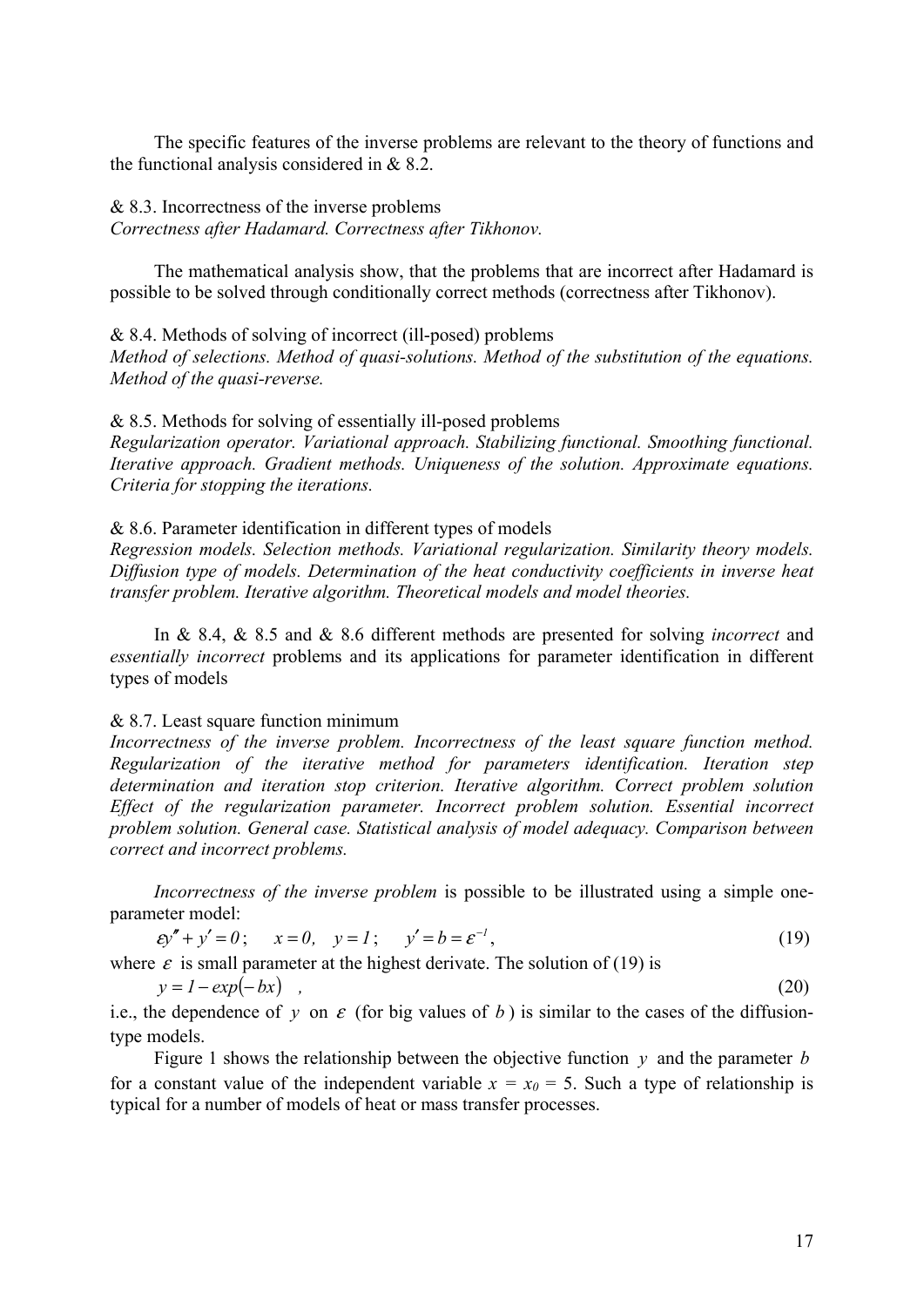The specific features of the inverse problems are relevant to the theory of functions and the functional analysis considered in & 8.2.

& 8.3. Incorrectness of the inverse problems
*Correctness after Hadamard. Correctness after Tikhonov.*

The mathematical analysis show, that the problems that are incorrect after Hadamard is possible to be solved through conditionally correct methods (correctness after Tikhonov).

& 8.4. Methods of solving of incorrect (ill-posed) problems
*Method of selections. Method of quasi-solutions. Method of the substitution of the equations. Method of the quasi-reverse.*

& 8.5. Methods for solving of essentially ill-posed problems
*Regularization operator. Variational approach. Stabilizing functional. Smoothing functional. Iterative approach. Gradient methods. Uniqueness of the solution. Approximate equations. Criteria for stopping the iterations.*

& 8.6. Parameter identification in different types of models
*Regression models. Selection methods. Variational regularization. Similarity theory models. Diffusion type of models. Determination of the heat conductivity coefficients in inverse heat transfer problem. Iterative algorithm. Theoretical models and model theories.*

In & 8.4, & 8.5 and & 8.6 different methods are presented for solving *incorrect* and *essentially incorrect* problems and its applications for parameter identification in different types of models

& 8.7. Least square function minimum
*Incorrectness of the inverse problem. Incorrectness of the least square function method. Regularization of the iterative method for parameters identification. Iteration step determination and iteration stop criterion. Iterative algorithm. Correct problem solution Effect of the regularization parameter. Incorrect problem solution. Essential incorrect problem solution. General case. Statistical analysis of model adequacy. Comparison between correct and incorrect problems.*

*Incorrectness of the inverse problem* is possible to be illustrated using a simple one-parameter model:

$$\varepsilon y'' + y' = 0; \quad x = 0, \quad y = 1; \quad y' = b = \varepsilon^{-1}, \tag{19}$$

where $\varepsilon$ is small parameter at the highest derivate. The solution of (19) is

$$y = 1 - exp(-bx) \quad , \tag{20}$$

i.e., the dependence of $y$ on $\varepsilon$ (for big values of $b$) is similar to the cases of the diffusion-type models.

Figure 1 shows the relationship between the objective function $y$ and the parameter $b$ for a constant value of the independent variable $x = x_0 = 5$. Such a type of relationship is typical for a number of models of heat or mass transfer processes.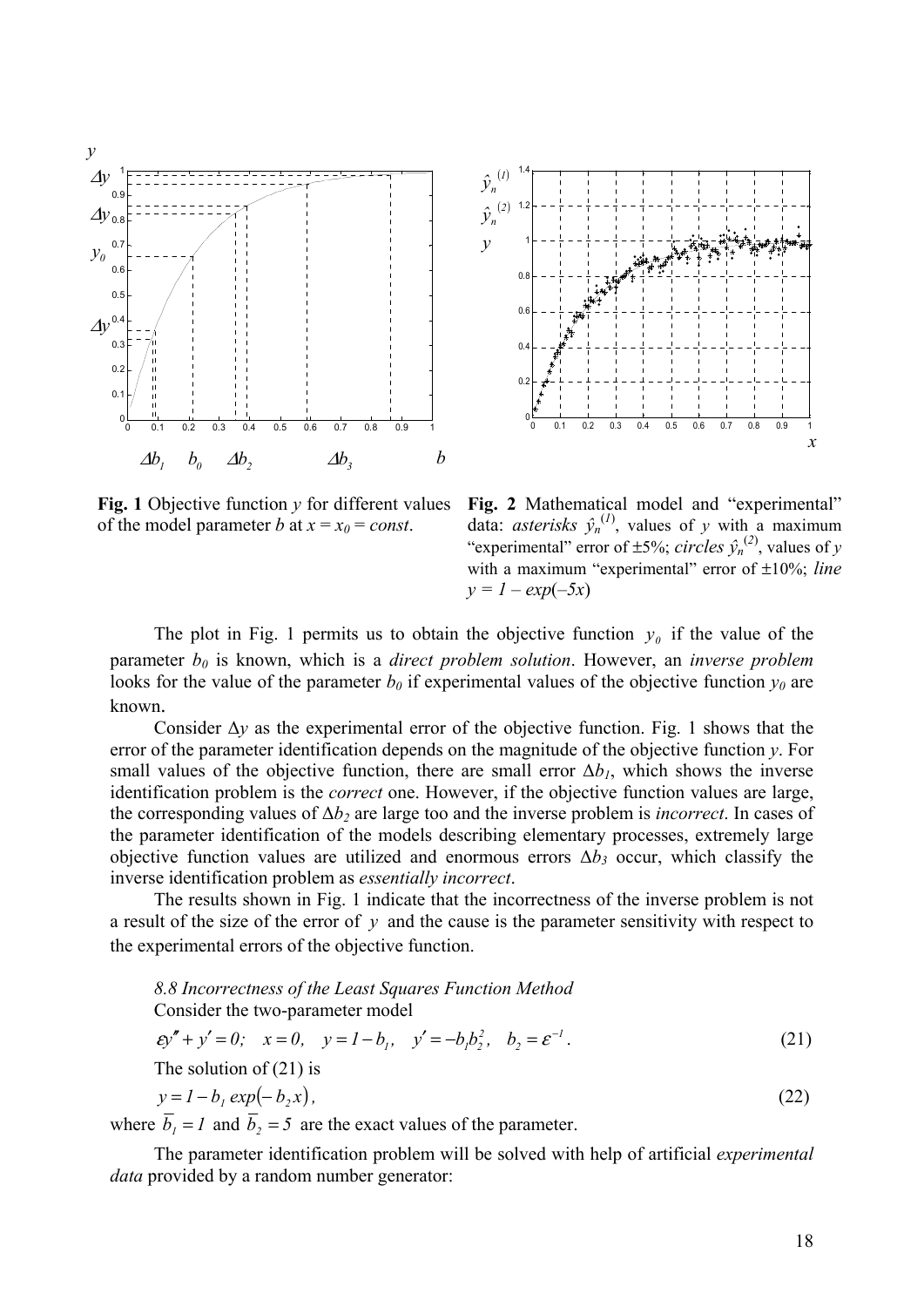**Fig. 1** Objective function $y$ for different values of the model parameter $b$ at $x = x_0 = const$.

**Fig. 2** Mathematical model and "experimental" data: *asterisks* $\hat{y}_n^{(1)}$, values of $y$ with a maximum "experimental" error of ±5%; *circles* $\hat{y}_n^{(2)}$, values of $y$ with a maximum "experimental" error of ±10%; *line* $y = 1 - exp(-5x)$

The plot in Fig. 1 permits us to obtain the objective function $y_0$ if the value of the parameter $b_0$ is known, which is a *direct problem solution*. However, an *inverse problem* looks for the value of the parameter $b_0$ if experimental values of the objective function $y_0$ are known.

Consider $\Delta y$ as the experimental error of the objective function. Fig. 1 shows that the error of the parameter identification depends on the magnitude of the objective function $y$. For small values of the objective function, there are small error $\Delta b_1$, which shows the inverse identification problem is the *correct* one. However, if the objective function values are large, the corresponding values of $\Delta b_2$ are large too and the inverse problem is *incorrect*. In cases of the parameter identification of the models describing elementary processes, extremely large objective function values are utilized and enormous errors $\Delta b_3$ occur, which classify the inverse identification problem as *essentially incorrect*.

The results shown in Fig. 1 indicate that the incorrectness of the inverse problem is not a result of the size of the error of $y$ and the cause is the parameter sensitivity with respect to the experimental errors of the objective function.

*8.8 Incorrectness of the Least Squares Function Method*

Consider the two-parameter model

$$\varepsilon y'' + y' = 0; \quad x = 0, \quad y = 1 - b_1, \quad y' = -b_1 b_2^2, \quad b_2 = \varepsilon^{-1}. \tag{21}$$

The solution of (21) is

$$y = 1 - b_1 \exp(-b_2 x), \tag{22}$$

where $\overline{b}_1 = 1$ and $\overline{b}_2 = 5$ are the exact values of the parameter.

The parameter identification problem will be solved with help of artificial *experimental data* provided by a random number generator: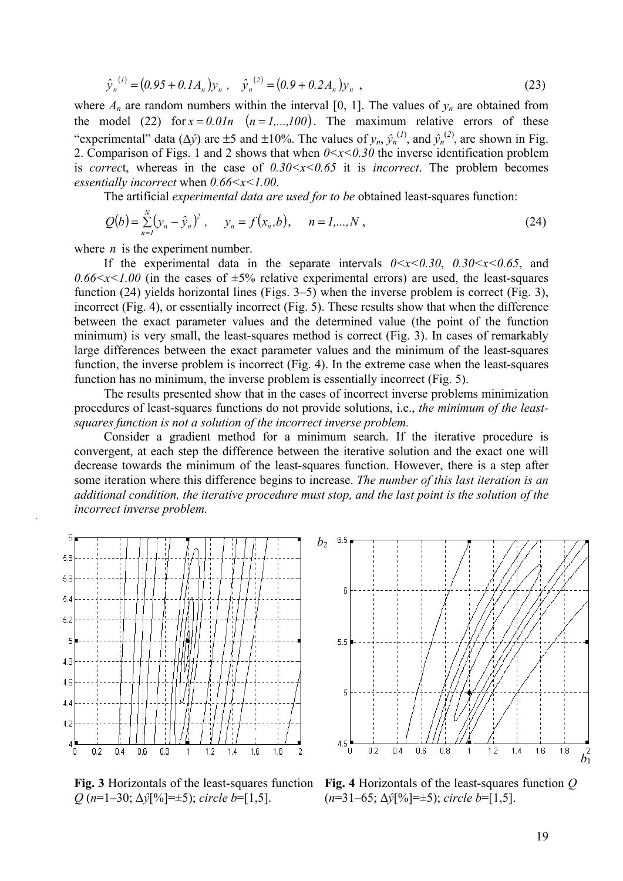$$\hat{y}_n^{(1)} = (0.95 + 0.1A_n)y_n\ , \quad \hat{y}_n^{(2)} = (0.9 + 0.2A_n)y_n\ , \tag{23}$$

where $A_n$ are random numbers within the interval [0, 1]. The values of $y_n$ are obtained from the model (22) for $x = 0.01n \quad (n = 1,...,100)$. The maximum relative errors of these "experimental" data ($\Delta\hat{y}$) are ±5 and ±10%. The values of $y_n$, $\hat{y}_n^{(1)}$, and $\hat{y}_n^{(2)}$, are shown in Fig. 2. Comparison of Figs. 1 and 2 shows that when $0<x<0.30$ the inverse identification problem is *correct*, whereas in the case of $0.30<x<0.65$ it is *incorrect*. The problem becomes *essentially incorrect* when $0.66<x<1.00$.

The artificial *experimental data are used for to be* obtained least-squares function:

$$Q(b) = \sum_{n=1}^{N} (y_n - \hat{y}_n)^2\ , \quad y_n = f(x_n, b), \quad n = 1,...,N\ , \tag{24}$$

where $n$ is the experiment number.

If the experimental data in the separate intervals $0<x<0.30$, $0.30<x<0.65$, and $0.66<x<1.00$ (in the cases of ±5% relative experimental errors) are used, the least-squares function (24) yields horizontal lines (Figs. 3–5) when the inverse problem is correct (Fig. 3), incorrect (Fig. 4), or essentially incorrect (Fig. 5). These results show that when the difference between the exact parameter values and the determined value (the point of the function minimum) is very small, the least-squares method is correct (Fig. 3). In cases of remarkably large differences between the exact parameter values and the minimum of the least-squares function, the inverse problem is incorrect (Fig. 4). In the extreme case when the least-squares function has no minimum, the inverse problem is essentially incorrect (Fig. 5).

The results presented show that in the cases of incorrect inverse problems minimization procedures of least-squares functions do not provide solutions, i.e., *the minimum of the least-squares function is not a solution of the incorrect inverse problem.*

Consider a gradient method for a minimum search. If the iterative procedure is convergent, at each step the difference between the iterative solution and the exact one will decrease towards the minimum of the least-squares function. However, there is a step after some iteration where this difference begins to increase. *The number of this last iteration is an additional condition, the iterative procedure must stop, and the last point is the solution of the incorrect inverse problem.*

**Fig. 3** Horizontals of the least-squares function $Q$ ($n$=1–30; $\Delta\hat{y}$[%]=±5); *circle* $b$=[1,5].

**Fig. 4** Horizontals of the least-squares function $Q$ ($n$=31–65; $\Delta\hat{y}$[%]=±5); *circle* $b$=[1,5].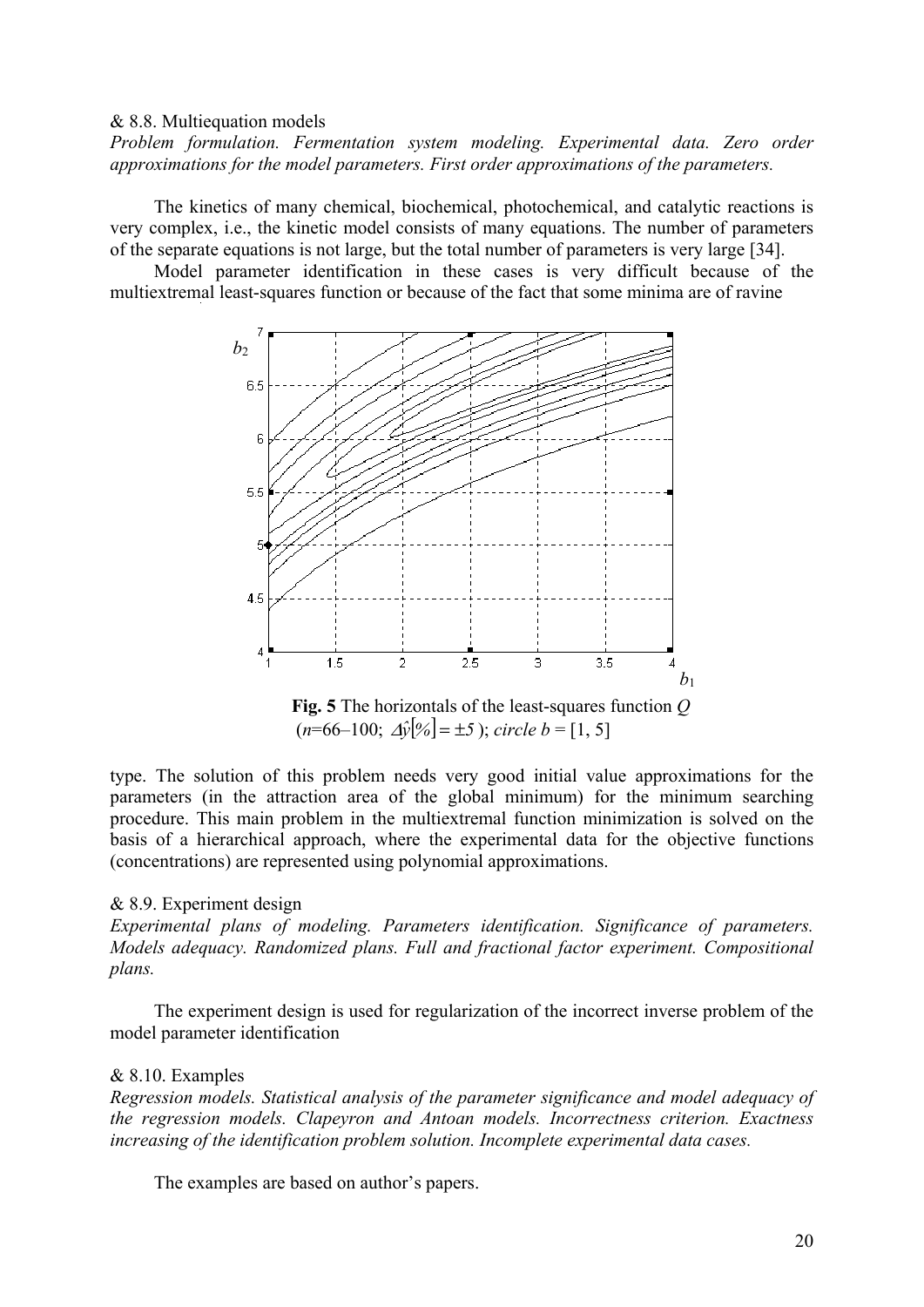& 8.8. Multiequation models

*Problem formulation. Fermentation system modeling. Experimental data. Zero order approximations for the model parameters. First order approximations of the parameters.*

The kinetics of many chemical, biochemical, photochemical, and catalytic reactions is very complex, i.e., the kinetic model consists of many equations. The number of parameters of the separate equations is not large, but the total number of parameters is very large [34].

Model parameter identification in these cases is very difficult because of the multiextremal least-squares function or because of the fact that some minima are of ravine type. The solution of this problem needs very good initial value approximations for the parameters (in the attraction area of the global minimum) for the minimum searching procedure. This main problem in the multiextremal function minimization is solved on the basis of a hierarchical approach, where the experimental data for the objective functions (concentrations) are represented using polynomial approximations.

**Fig. 5** The horizontals of the least-squares function $Q$ ($n$=66–100; $\Delta\hat{y}[\%] = \pm 5$); *circle* $b$ = [1, 5]

& 8.9. Experiment design

*Experimental plans of modeling. Parameters identification. Significance of parameters. Models adequacy. Randomized plans. Full and fractional factor experiment. Compositional plans.*

The experiment design is used for regularization of the incorrect inverse problem of the model parameter identification

& 8.10. Examples

*Regression models. Statistical analysis of the parameter significance and model adequacy of the regression models. Clapeyron and Antoan models. Incorrectness criterion. Exactness increasing of the identification problem solution. Incomplete experimental data cases.*

The examples are based on author's papers.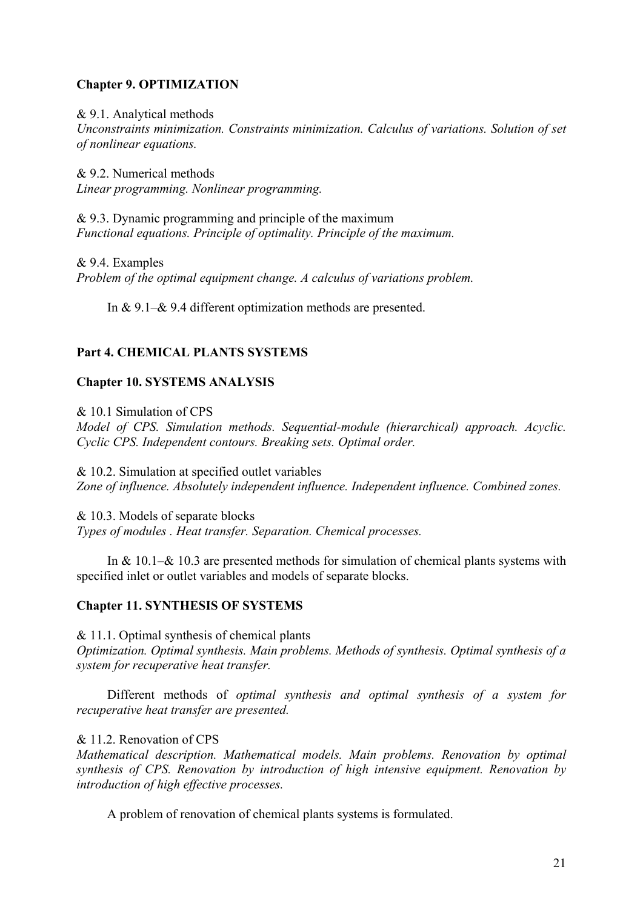## Chapter 9. OPTIMIZATION

& 9.1. Analytical methods
*Unconstraints minimization. Constraints minimization. Calculus of variations. Solution of set of nonlinear equations.*

& 9.2. Numerical methods
*Linear programming. Nonlinear programming.*

& 9.3. Dynamic programming and principle of the maximum
*Functional equations. Principle of optimality. Principle of the maximum.*

& 9.4. Examples
*Problem of the optimal equipment change. A calculus of variations problem.*

In & 9.1–& 9.4 different optimization methods are presented.

# Part 4. CHEMICAL PLANTS SYSTEMS

## Chapter 10. SYSTEMS ANALYSIS

& 10.1 Simulation of CPS
*Model of CPS. Simulation methods. Sequential-module (hierarchical) approach. Acyclic. Cyclic CPS. Independent contours. Breaking sets. Optimal order.*

& 10.2. Simulation at specified outlet variables
*Zone of influence. Absolutely independent influence. Independent influence. Combined zones.*

& 10.3. Models of separate blocks
*Types of modules . Heat transfer. Separation. Chemical processes.*

In & 10.1–& 10.3 are presented methods for simulation of chemical plants systems with specified inlet or outlet variables and models of separate blocks.

## Chapter 11. SYNTHESIS OF SYSTEMS

& 11.1. Optimal synthesis of chemical plants
*Optimization. Optimal synthesis. Main problems. Methods of synthesis. Optimal synthesis of a system for recuperative heat transfer.*

Different methods of *optimal synthesis and optimal synthesis of a system for recuperative heat transfer are presented.*

& 11.2. Renovation of CPS
*Mathematical description. Mathematical models. Main problems. Renovation by optimal synthesis of CPS. Renovation by introduction of high intensive equipment. Renovation by introduction of high effective processes.*

A problem of renovation of chemical plants systems is formulated.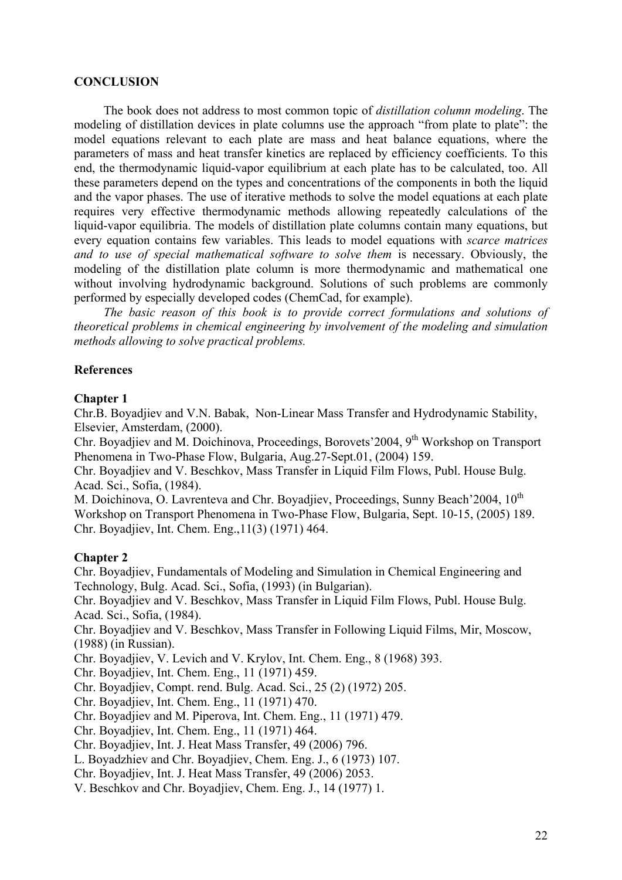## CONCLUSION

The book does not address to most common topic of *distillation column modeling*. The modeling of distillation devices in plate columns use the approach "from plate to plate": the model equations relevant to each plate are mass and heat balance equations, where the parameters of mass and heat transfer kinetics are replaced by efficiency coefficients. To this end, the thermodynamic liquid-vapor equilibrium at each plate has to be calculated, too. All these parameters depend on the types and concentrations of the components in both the liquid and the vapor phases. The use of iterative methods to solve the model equations at each plate requires very effective thermodynamic methods allowing repeatedly calculations of the liquid-vapor equilibria. The models of distillation plate columns contain many equations, but every equation contains few variables. This leads to model equations with *scarce matrices and to use of special mathematical software to solve them* is necessary. Obviously, the modeling of the distillation plate column is more thermodynamic and mathematical one without involving hydrodynamic background. Solutions of such problems are commonly performed by especially developed codes (ChemCad, for example).

*The basic reason of this book is to provide correct formulations and solutions of theoretical problems in chemical engineering by involvement of the modeling and simulation methods allowing to solve practical problems.*

## References

### Chapter 1

Chr.B. Boyadjiev and V.N. Babak, Non-Linear Mass Transfer and Hydrodynamic Stability, Elsevier, Amsterdam, (2000).
Chr. Boyadjiev and M. Doichinova, Proceedings, Borovets'2004, 9th Workshop on Transport Phenomena in Two-Phase Flow, Bulgaria, Aug.27-Sept.01, (2004) 159.
Chr. Boyadjiev and V. Beschkov, Mass Transfer in Liquid Film Flows, Publ. House Bulg. Acad. Sci., Sofia, (1984).
M. Doichinova, O. Lavrenteva and Chr. Boyadjiev, Proceedings, Sunny Beach'2004, 10th Workshop on Transport Phenomena in Two-Phase Flow, Bulgaria, Sept. 10-15, (2005) 189.
Chr. Boyadjiev, Int. Chem. Eng.,11(3) (1971) 464.

### Chapter 2

Chr. Boyadjiev, Fundamentals of Modeling and Simulation in Chemical Engineering and Technology, Bulg. Acad. Sci., Sofia, (1993) (in Bulgarian).
Chr. Boyadjiev and V. Beschkov, Mass Transfer in Liquid Film Flows, Publ. House Bulg. Acad. Sci., Sofia, (1984).
Chr. Boyadjiev and V. Beschkov, Mass Transfer in Following Liquid Films, Mir, Moscow, (1988) (in Russian).
Chr. Boyadjiev, V. Levich and V. Krylov, Int. Chem. Eng., 8 (1968) 393.
Chr. Boyadjiev, Int. Chem. Eng., 11 (1971) 459.
Chr. Boyadjiev, Compt. rend. Bulg. Acad. Sci., 25 (2) (1972) 205.
Chr. Boyadjiev, Int. Chem. Eng., 11 (1971) 470.
Chr. Boyadjiev and M. Piperova, Int. Chem. Eng., 11 (1971) 479.
Chr. Boyadjiev, Int. Chem. Eng., 11 (1971) 464.
Chr. Boyadjiev, Int. J. Heat Mass Transfer, 49 (2006) 796.
L. Boyadzhiev and Chr. Boyadjiev, Chem. Eng. J., 6 (1973) 107.
Chr. Boyadjiev, Int. J. Heat Mass Transfer, 49 (2006) 2053.
V. Beschkov and Chr. Boyadjiev, Chem. Eng. J., 14 (1977) 1.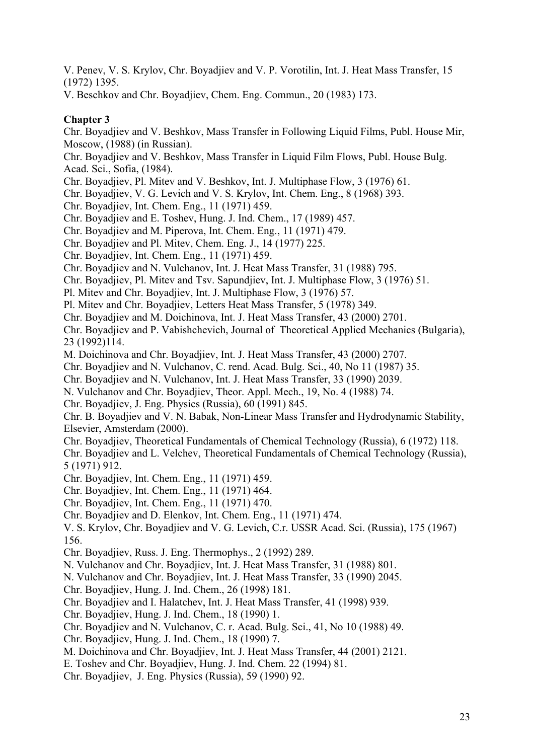V. Penev, V. S. Krylov, Chr. Boyadjiev and V. P. Vorotilin, Int. J. Heat Mass Transfer, 15 (1972) 1395.

V. Beschkov and Chr. Boyadjiev, Chem. Eng. Commun., 20 (1983) 173.

**Chapter 3**

Chr. Boyadjiev and V. Beshkov, Mass Transfer in Following Liquid Films, Publ. House Mir, Moscow, (1988) (in Russian).

Chr. Boyadjiev and V. Beshkov, Mass Transfer in Liquid Film Flows, Publ. House Bulg. Acad. Sci., Sofia, (1984).

Chr. Boyadjiev, Pl. Mitev and V. Beshkov, Int. J. Multiphase Flow, 3 (1976) 61.

Chr. Boyadjiev, V. G. Levich and V. S. Krylov, Int. Chem. Eng., 8 (1968) 393.

Chr. Boyadjiev, Int. Chem. Eng., 11 (1971) 459.

Chr. Boyadjiev and E. Toshev, Hung. J. Ind. Chem., 17 (1989) 457.

Chr. Boyadjiev and M. Piperova, Int. Chem. Eng., 11 (1971) 479.

Chr. Boyadjiev and Pl. Mitev, Chem. Eng. J., 14 (1977) 225.

Chr. Boyadjiev, Int. Chem. Eng., 11 (1971) 459.

Chr. Boyadjiev and N. Vulchanov, Int. J. Heat Mass Transfer, 31 (1988) 795.

Chr. Boyadjiev, Pl. Mitev and Tsv. Sapundjiev, Int. J. Multiphase Flow, 3 (1976) 51.

Pl. Mitev and Chr. Boyadjiev, Int. J. Multiphase Flow, 3 (1976) 57.

Pl. Mitev and Chr. Boyadjiev, Letters Heat Mass Transfer, 5 (1978) 349.

Chr. Boyadjiev and M. Doichinova, Int. J. Heat Mass Transfer, 43 (2000) 2701.

Chr. Boyadjiev and P. Vabishchevich, Journal of Theoretical Applied Mechanics (Bulgaria), 23 (1992)114.

M. Doichinova and Chr. Boyadjiev, Int. J. Heat Mass Transfer, 43 (2000) 2707.

Chr. Boyadjiev and N. Vulchanov, C. rend. Acad. Bulg. Sci., 40, No 11 (1987) 35.

Chr. Boyadjiev and N. Vulchanov, Int. J. Heat Mass Transfer, 33 (1990) 2039.

N. Vulchanov and Chr. Boyadjiev, Theor. Appl. Mech., 19, No. 4 (1988) 74.

Chr. Boyadjiev, J. Eng. Physics (Russia), 60 (1991) 845.

Chr. B. Boyadjiev and V. N. Babak, Non-Linear Mass Transfer and Hydrodynamic Stability, Elsevier, Amsterdam (2000).

Chr. Boyadjiev, Theoretical Fundamentals of Chemical Technology (Russia), 6 (1972) 118.

Chr. Boyadjiev and L. Velchev, Theoretical Fundamentals of Chemical Technology (Russia), 5 (1971) 912.

Chr. Boyadjiev, Int. Chem. Eng., 11 (1971) 459.

Chr. Boyadjiev, Int. Chem. Eng., 11 (1971) 464.

Chr. Boyadjiev, Int. Chem. Eng., 11 (1971) 470.

Chr. Boyadjiev and D. Elenkov, Int. Chem. Eng., 11 (1971) 474.

V. S. Krylov, Chr. Boyadjiev and V. G. Levich, C.r. USSR Acad. Sci. (Russia), 175 (1967) 156.

Chr. Boyadjiev, Russ. J. Eng. Thermophys., 2 (1992) 289.

N. Vulchanov and Chr. Boyadjiev, Int. J. Heat Mass Transfer, 31 (1988) 801.

N. Vulchanov and Chr. Boyadjiev, Int. J. Heat Mass Transfer, 33 (1990) 2045.

Chr. Boyadjiev, Hung. J. Ind. Chem., 26 (1998) 181.

Chr. Boyadjiev and I. Halatchev, Int. J. Heat Mass Transfer, 41 (1998) 939.

Chr. Boyadjiev, Hung. J. Ind. Chem., 18 (1990) 1.

Chr. Boyadjiev and N. Vulchanov, C. r. Acad. Bulg. Sci., 41, No 10 (1988) 49.

Chr. Boyadjiev, Hung. J. Ind. Chem., 18 (1990) 7.

M. Doichinova and Chr. Boyadjiev, Int. J. Heat Mass Transfer, 44 (2001) 2121.

E. Toshev and Chr. Boyadjiev, Hung. J. Ind. Chem. 22 (1994) 81.

Chr. Boyadjiev, J. Eng. Physics (Russia), 59 (1990) 92.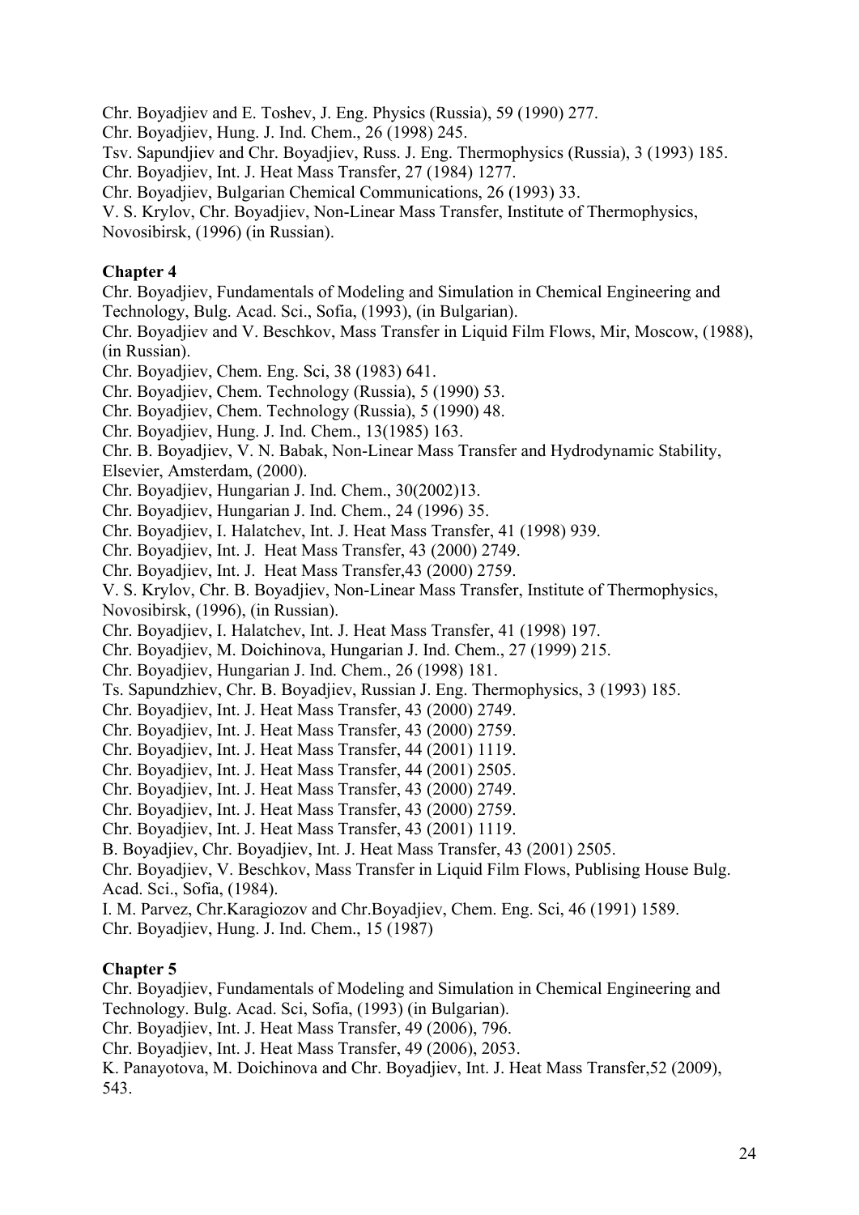Chr. Boyadjiev and E. Toshev, J. Eng. Physics (Russia), 59 (1990) 277.

Chr. Boyadjiev, Hung. J. Ind. Chem., 26 (1998) 245.

Tsv. Sapundjiev and Chr. Boyadjiev, Russ. J. Eng. Thermophysics (Russia), 3 (1993) 185.

Chr. Boyadjiev, Int. J. Heat Mass Transfer, 27 (1984) 1277.

Chr. Boyadjiev, Bulgarian Chemical Communications, 26 (1993) 33.

V. S. Krylov, Chr. Boyadjiev, Non-Linear Mass Transfer, Institute of Thermophysics, Novosibirsk, (1996) (in Russian).

**Chapter 4**

Chr. Boyadjiev, Fundamentals of Modeling and Simulation in Chemical Engineering and Technology, Bulg. Acad. Sci., Sofia, (1993), (in Bulgarian).

Chr. Boyadjiev and V. Beschkov, Mass Transfer in Liquid Film Flows, Mir, Moscow, (1988), (in Russian).

Chr. Boyadjiev, Chem. Eng. Sci, 38 (1983) 641.

Chr. Boyadjiev, Chem. Technology (Russia), 5 (1990) 53.

Chr. Boyadjiev, Chem. Technology (Russia), 5 (1990) 48.

Chr. Boyadjiev, Hung. J. Ind. Chem., 13(1985) 163.

Chr. B. Boyadjiev, V. N. Babak, Non-Linear Mass Transfer and Hydrodynamic Stability, Elsevier, Amsterdam, (2000).

Chr. Boyadjiev, Hungarian J. Ind. Chem., 30(2002)13.

Chr. Boyadjiev, Hungarian J. Ind. Chem., 24 (1996) 35.

Chr. Boyadjiev, I. Halatchev, Int. J. Heat Mass Transfer, 41 (1998) 939.

Chr. Boyadjiev, Int. J. Heat Mass Transfer, 43 (2000) 2749.

Chr. Boyadjiev, Int. J. Heat Mass Transfer,43 (2000) 2759.

V. S. Krylov, Chr. B. Boyadjiev, Non-Linear Mass Transfer, Institute of Thermophysics, Novosibirsk, (1996), (in Russian).

Chr. Boyadjiev, I. Halatchev, Int. J. Heat Mass Transfer, 41 (1998) 197.

Chr. Boyadjiev, M. Doichinova, Hungarian J. Ind. Chem., 27 (1999) 215.

Chr. Boyadjiev, Hungarian J. Ind. Chem., 26 (1998) 181.

Ts. Sapundzhiev, Chr. B. Boyadjiev, Russian J. Eng. Thermophysics, 3 (1993) 185.

Chr. Boyadjiev, Int. J. Heat Mass Transfer, 43 (2000) 2749.

Chr. Boyadjiev, Int. J. Heat Mass Transfer, 43 (2000) 2759.

Chr. Boyadjiev, Int. J. Heat Mass Transfer, 44 (2001) 1119.

Chr. Boyadjiev, Int. J. Heat Mass Transfer, 44 (2001) 2505.

Chr. Boyadjiev, Int. J. Heat Mass Transfer, 43 (2000) 2749.

Chr. Boyadjiev, Int. J. Heat Mass Transfer, 43 (2000) 2759.

Chr. Boyadjiev, Int. J. Heat Mass Transfer, 43 (2001) 1119.

B. Boyadjiev, Chr. Boyadjiev, Int. J. Heat Mass Transfer, 43 (2001) 2505.

Chr. Boyadjiev, V. Beschkov, Mass Transfer in Liquid Film Flows, Publising House Bulg. Acad. Sci., Sofia, (1984).

I. M. Parvez, Chr.Karagiozov and Chr.Boyadjiev, Chem. Eng. Sci, 46 (1991) 1589.

Chr. Boyadjiev, Hung. J. Ind. Chem., 15 (1987)

**Chapter 5**

Chr. Boyadjiev, Fundamentals of Modeling and Simulation in Chemical Engineering and Technology. Bulg. Acad. Sci, Sofia, (1993) (in Bulgarian).

Chr. Boyadjiev, Int. J. Heat Mass Transfer, 49 (2006), 796.

Chr. Boyadjiev, Int. J. Heat Mass Transfer, 49 (2006), 2053.

K. Panayotova, M. Doichinova and Chr. Boyadjiev, Int. J. Heat Mass Transfer,52 (2009), 543.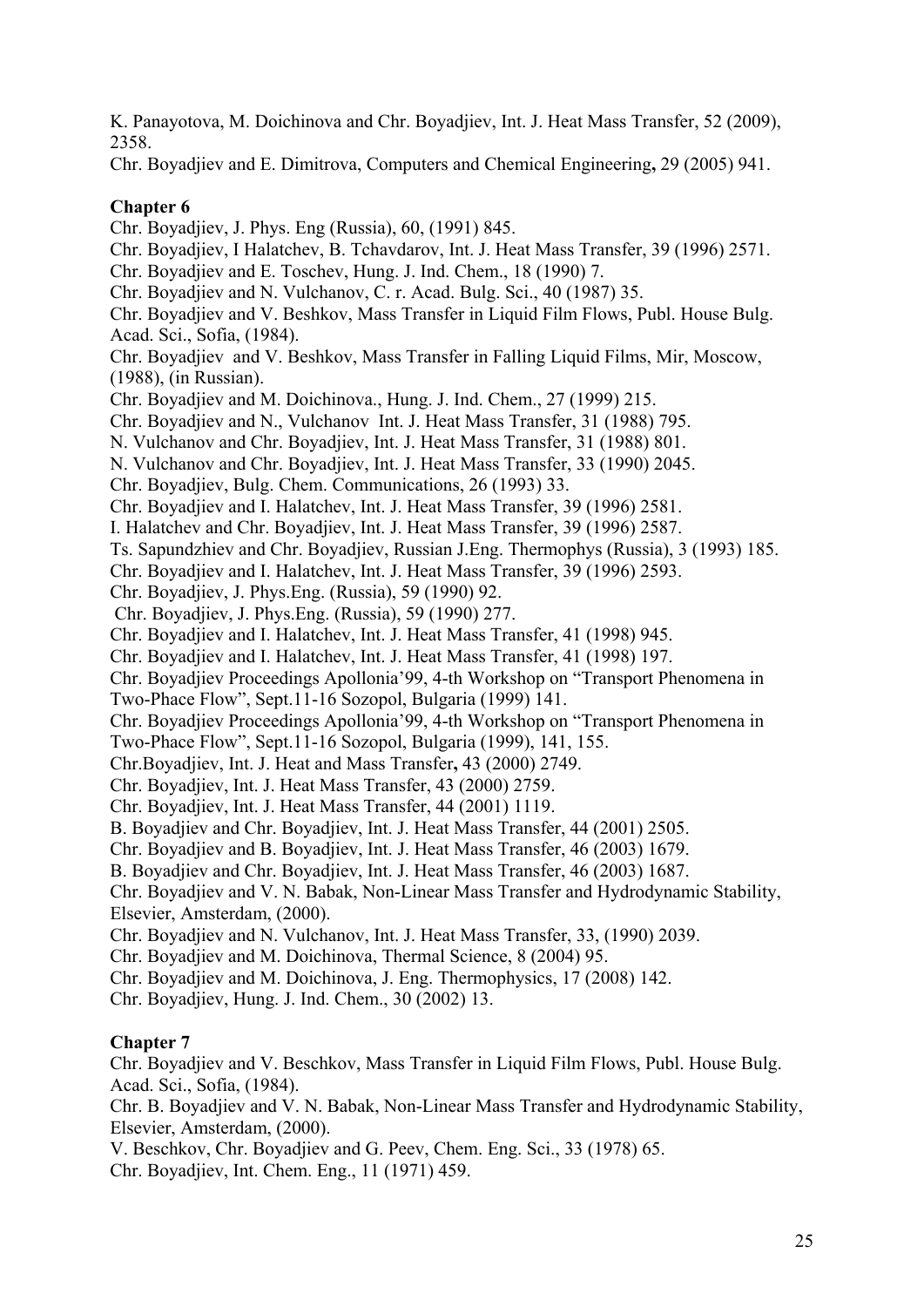K. Panayotova, M. Doichinova and Chr. Boyadjiev, Int. J. Heat Mass Transfer, 52 (2009), 2358.

Chr. Boyadjiev and E. Dimitrova, Computers and Chemical Engineering**,** 29 (2005) 941.

**Chapter 6**

Chr. Boyadjiev, J. Phys. Eng (Russia), 60, (1991) 845.

Chr. Boyadjiev, I Halatchev, B. Tchavdarov, Int. J. Heat Mass Transfer, 39 (1996) 2571.

Chr. Boyadjiev and E. Toschev, Hung. J. Ind. Chem., 18 (1990) 7.

Chr. Boyadjiev and N. Vulchanov, C. r. Acad. Bulg. Sci., 40 (1987) 35.

Chr. Boyadjiev and V. Beshkov, Mass Transfer in Liquid Film Flows, Publ. House Bulg. Acad. Sci., Sofia, (1984).

Chr. Boyadjiev and V. Beshkov, Mass Transfer in Falling Liquid Films, Mir, Moscow, (1988), (in Russian).

Chr. Boyadjiev and M. Doichinova., Hung. J. Ind. Chem., 27 (1999) 215.

Chr. Boyadjiev and N., Vulchanov Int. J. Heat Mass Transfer, 31 (1988) 795.

N. Vulchanov and Chr. Boyadjiev, Int. J. Heat Mass Transfer, 31 (1988) 801.

N. Vulchanov and Chr. Boyadjiev, Int. J. Heat Mass Transfer, 33 (1990) 2045.

Chr. Boyadjiev, Bulg. Chem. Communications, 26 (1993) 33.

Chr. Boyadjiev and I. Halatchev, Int. J. Heat Mass Transfer, 39 (1996) 2581.

I. Halatchev and Chr. Boyadjiev, Int. J. Heat Mass Transfer, 39 (1996) 2587.

Ts. Sapundzhiev and Chr. Boyadjiev, Russian J.Eng. Thermophys (Russia), 3 (1993) 185.

Chr. Boyadjiev and I. Halatchev, Int. J. Heat Mass Transfer, 39 (1996) 2593.

Chr. Boyadjiev, J. Phys.Eng. (Russia), 59 (1990) 92.

Chr. Boyadjiev, J. Phys.Eng. (Russia), 59 (1990) 277.

Chr. Boyadjiev and I. Halatchev, Int. J. Heat Mass Transfer, 41 (1998) 945.

Chr. Boyadjiev and I. Halatchev, Int. J. Heat Mass Transfer, 41 (1998) 197.

Chr. Boyadjiev Proceedings Apollonia'99, 4-th Workshop on "Transport Phenomena in Two-Phace Flow", Sept.11-16 Sozopol, Bulgaria (1999) 141.

Chr. Boyadjiev Proceedings Apollonia'99, 4-th Workshop on "Transport Phenomena in Two-Phace Flow", Sept.11-16 Sozopol, Bulgaria (1999), 141, 155.

Chr.Boyadjiev, Int. J. Heat and Mass Transfer**,** 43 (2000) 2749.

Chr. Boyadjiev, Int. J. Heat Mass Transfer, 43 (2000) 2759.

Chr. Boyadjiev, Int. J. Heat Mass Transfer, 44 (2001) 1119.

B. Boyadjiev and Chr. Boyadjiev, Int. J. Heat Mass Transfer, 44 (2001) 2505.

Chr. Boyadjiev and B. Boyadjiev, Int. J. Heat Mass Transfer, 46 (2003) 1679.

B. Boyadjiev and Chr. Boyadjiev, Int. J. Heat Mass Transfer, 46 (2003) 1687.

Chr. Boyadjiev and V. N. Babak, Non-Linear Mass Transfer and Hydrodynamic Stability, Elsevier, Amsterdam, (2000).

Chr. Boyadjiev and N. Vulchanov, Int. J. Heat Mass Transfer, 33, (1990) 2039.

Chr. Boyadjiev and M. Doichinova, Thermal Science, 8 (2004) 95.

Chr. Boyadjiev and M. Doichinova, J. Eng. Thermophysics, 17 (2008) 142.

Chr. Boyadjiev, Hung. J. Ind. Chem., 30 (2002) 13.

**Chapter 7**

Chr. Boyadjiev and V. Beschkov, Mass Transfer in Liquid Film Flows, Publ. House Bulg. Acad. Sci., Sofia, (1984).

Chr. B. Boyadjiev and V. N. Babak, Non-Linear Mass Transfer and Hydrodynamic Stability, Elsevier, Amsterdam, (2000).

V. Beschkov, Chr. Boyadjiev and G. Peev, Chem. Eng. Sci., 33 (1978) 65.

Chr. Boyadjiev, Int. Chem. Eng., 11 (1971) 459.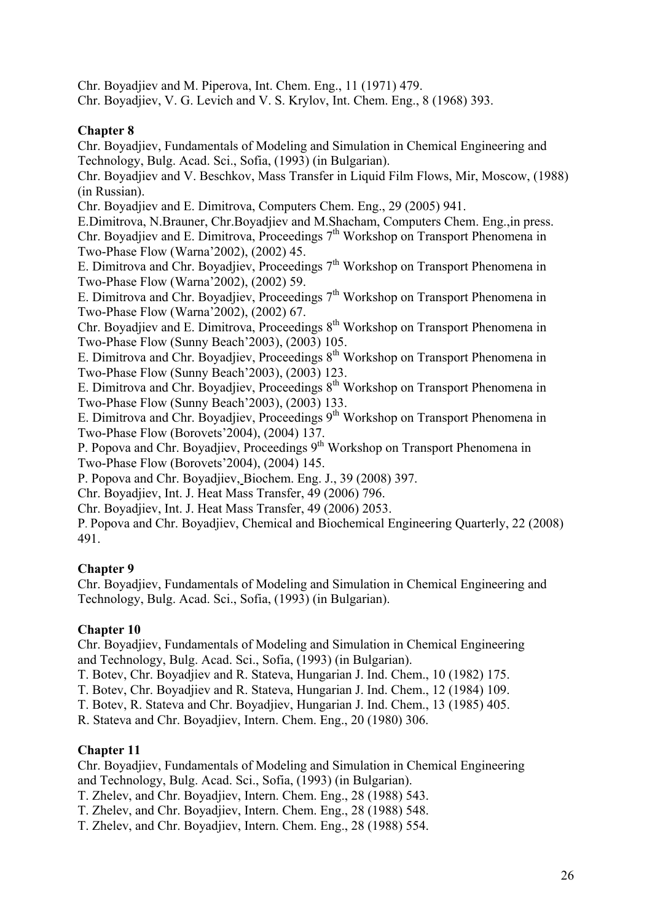Chr. Boyadjiev and M. Piperova, Int. Chem. Eng., 11 (1971) 479.
Chr. Boyadjiev, V. G. Levich and V. S. Krylov, Int. Chem. Eng., 8 (1968) 393.

**Chapter 8**

Chr. Boyadjiev, Fundamentals of Modeling and Simulation in Chemical Engineering and Technology, Bulg. Acad. Sci., Sofia, (1993) (in Bulgarian).
Chr. Boyadjiev and V. Beschkov, Mass Transfer in Liquid Film Flows, Mir, Moscow, (1988) (in Russian).
Chr. Boyadjiev and E. Dimitrova, Computers Chem. Eng., 29 (2005) 941.
E.Dimitrova, N.Brauner, Chr.Boyadjiev and M.Shacham, Computers Chem. Eng.,in press.
Chr. Boyadjiev and E. Dimitrova, Proceedings 7th Workshop on Transport Phenomena in Two-Phase Flow (Warna'2002), (2002) 45.
E. Dimitrova and Chr. Boyadjiev, Proceedings 7th Workshop on Transport Phenomena in Two-Phase Flow (Warna'2002), (2002) 59.
E. Dimitrova and Chr. Boyadjiev, Proceedings 7th Workshop on Transport Phenomena in Two-Phase Flow (Warna'2002), (2002) 67.
Chr. Boyadjiev and E. Dimitrova, Proceedings 8th Workshop on Transport Phenomena in Two-Phase Flow (Sunny Beach'2003), (2003) 105.
E. Dimitrova and Chr. Boyadjiev, Proceedings 8th Workshop on Transport Phenomena in Two-Phase Flow (Sunny Beach'2003), (2003) 123.
E. Dimitrova and Chr. Boyadjiev, Proceedings 8th Workshop on Transport Phenomena in Two-Phase Flow (Sunny Beach'2003), (2003) 133.
E. Dimitrova and Chr. Boyadjiev, Proceedings 9th Workshop on Transport Phenomena in Two-Phase Flow (Borovets'2004), (2004) 137.
P. Popova and Chr. Boyadjiev, Proceedings 9th Workshop on Transport Phenomena in Two-Phase Flow (Borovets'2004), (2004) 145.
P. Popova and Chr. Boyadjiev, Biochem. Eng. J., 39 (2008) 397.
Chr. Boyadjiev, Int. J. Heat Mass Transfer, 49 (2006) 796.
Chr. Boyadjiev, Int. J. Heat Mass Transfer, 49 (2006) 2053.
P. Popova and Chr. Boyadjiev, Chemical and Biochemical Engineering Quarterly, 22 (2008) 491.

**Chapter 9**

Chr. Boyadjiev, Fundamentals of Modeling and Simulation in Chemical Engineering and Technology, Bulg. Acad. Sci., Sofia, (1993) (in Bulgarian).

**Chapter 10**

Chr. Boyadjiev, Fundamentals of Modeling and Simulation in Chemical Engineering and Technology, Bulg. Acad. Sci., Sofia, (1993) (in Bulgarian).
T. Botev, Chr. Boyadjiev and R. Stateva, Hungarian J. Ind. Chem., 10 (1982) 175.
T. Botev, Chr. Boyadjiev and R. Stateva, Hungarian J. Ind. Chem., 12 (1984) 109.
T. Botev, R. Stateva and Chr. Boyadjiev, Hungarian J. Ind. Chem., 13 (1985) 405.
R. Stateva and Chr. Boyadjiev, Intern. Chem. Eng., 20 (1980) 306.

**Chapter 11**

Chr. Boyadjiev, Fundamentals of Modeling and Simulation in Chemical Engineering and Technology, Bulg. Acad. Sci., Sofia, (1993) (in Bulgarian).
T. Zhelev, and Chr. Boyadjiev, Intern. Chem. Eng., 28 (1988) 543.
T. Zhelev, and Chr. Boyadjiev, Intern. Chem. Eng., 28 (1988) 548.
T. Zhelev, and Chr. Boyadjiev, Intern. Chem. Eng., 28 (1988) 554.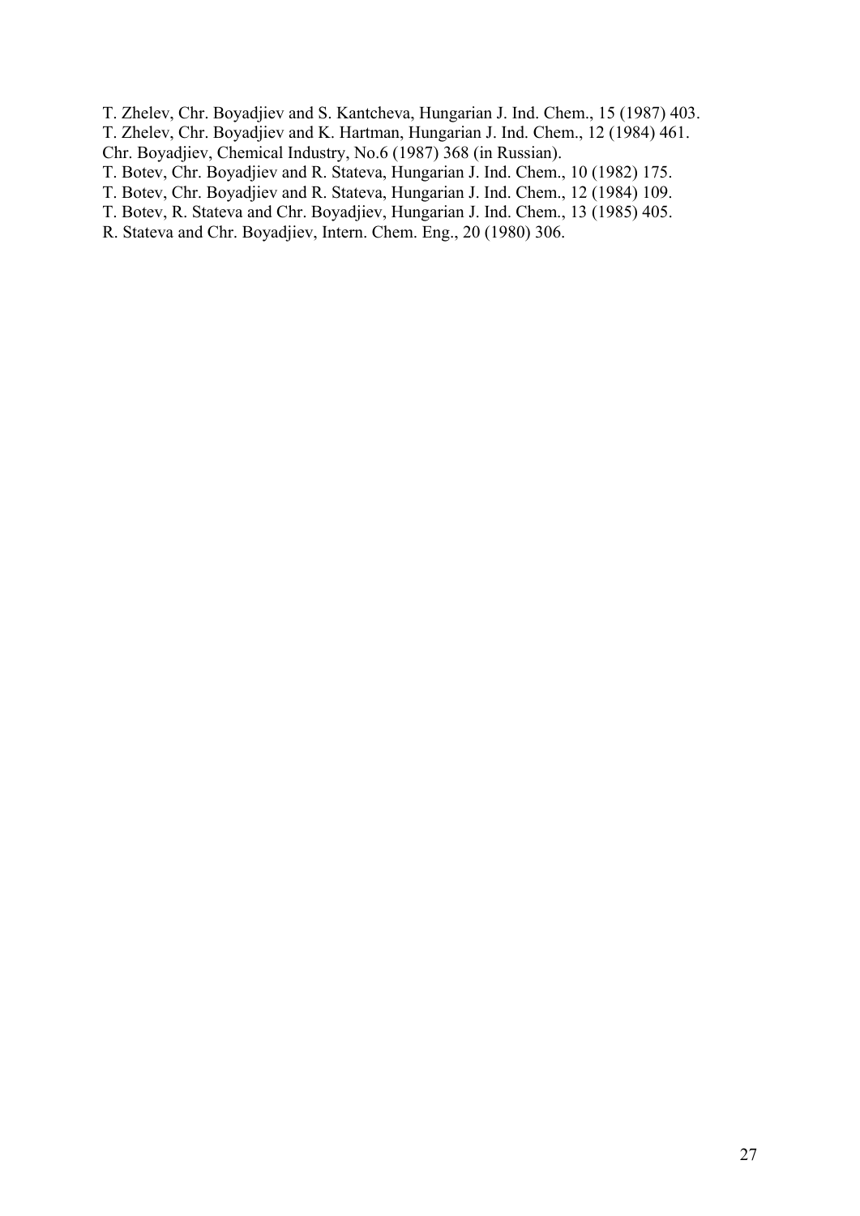T. Zhelev, Chr. Boyadjiev and S. Kantcheva, Hungarian J. Ind. Chem., 15 (1987) 403.
T. Zhelev, Chr. Boyadjiev and K. Hartman, Hungarian J. Ind. Chem., 12 (1984) 461.
Chr. Boyadjiev, Chemical Industry, No.6 (1987) 368 (in Russian).
T. Botev, Chr. Boyadjiev and R. Stateva, Hungarian J. Ind. Chem., 10 (1982) 175.
T. Botev, Chr. Boyadjiev and R. Stateva, Hungarian J. Ind. Chem., 12 (1984) 109.
T. Botev, R. Stateva and Chr. Boyadjiev, Hungarian J. Ind. Chem., 13 (1985) 405.
R. Stateva and Chr. Boyadjiev, Intern. Chem. Eng., 20 (1980) 306.